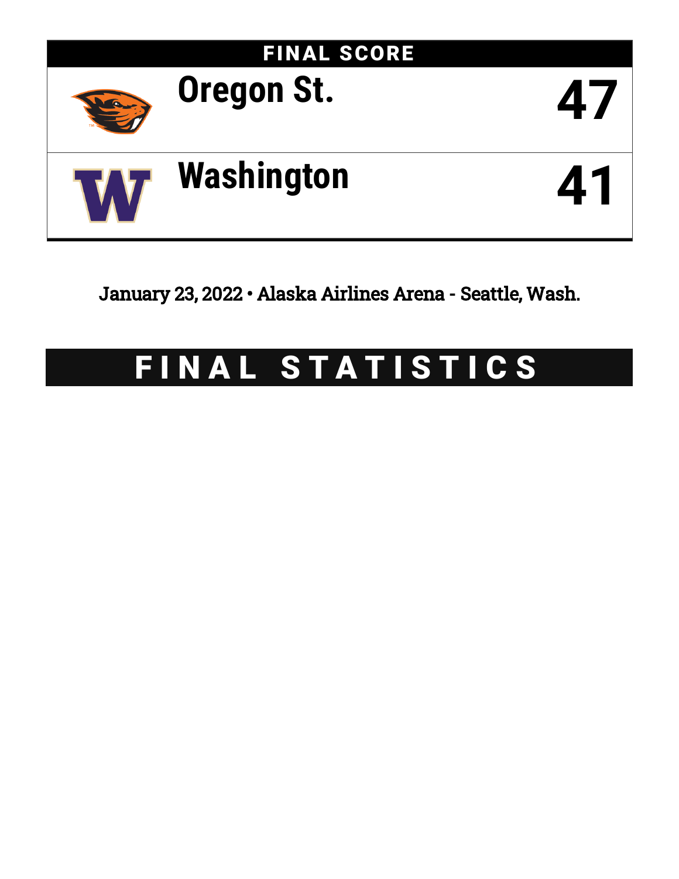## FINAL SCORE

| Team | Score |
| --- | --- |
| Oregon St. | 47 |
| Washington | 41 |

January 23, 2022 • Alaska Airlines Arena - Seattle, Wash.

# FINAL STATISTICS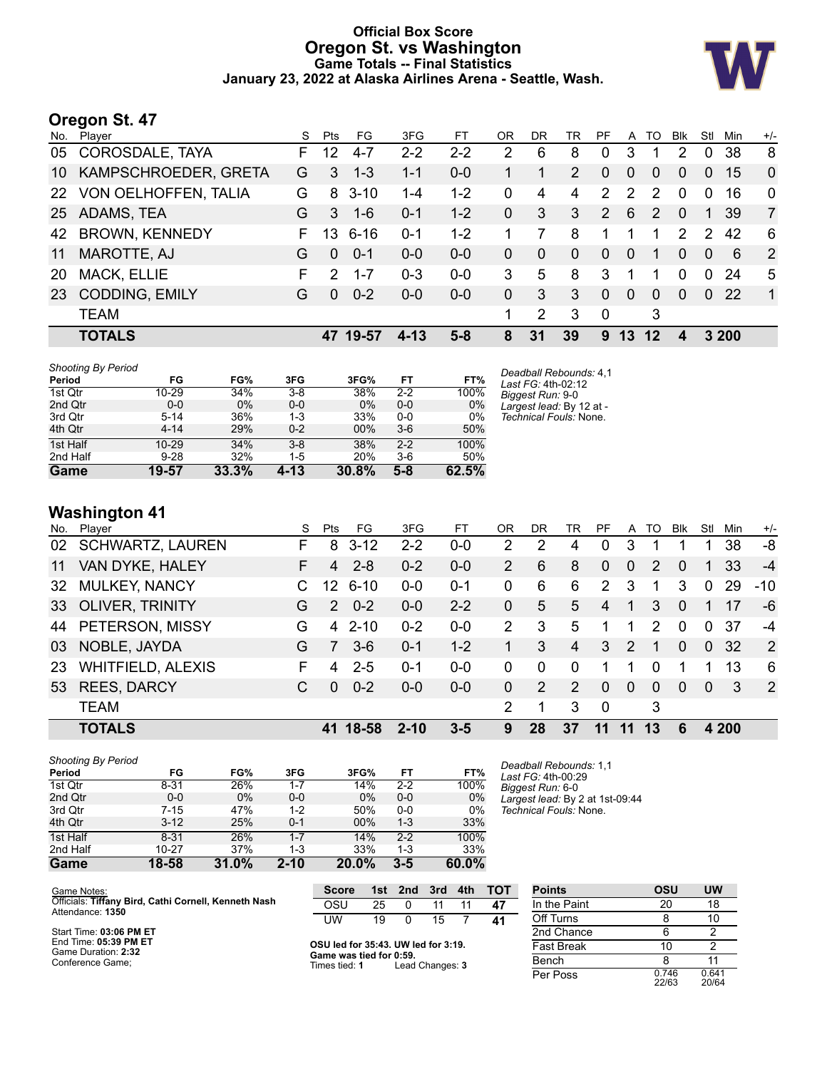# Official Box Score
# Oregon St. vs Washington
### Game Totals -- Final Statistics
### January 23, 2022 at Alaska Airlines Arena - Seattle, Wash.

## Oregon St. 47

| No. | Player | S | Pts | FG | 3FG | FT | OR | DR | TR | PF | A | TO | Blk | Stl | Min | +/- |
|---|---|---|---|---|---|---|---|---|---|---|---|---|---|---|---|---|
| 05 | COROSDALE, TAYA | F | 12 | 4-7 | 2-2 | 2-2 | 2 | 6 | 8 | 0 | 3 | 1 | 2 | 0 | 38 | 8 |
| 10 | KAMPSCHROEDER, GRETA | G | 3 | 1-3 | 1-1 | 0-0 | 1 | 1 | 2 | 0 | 0 | 0 | 0 | 0 | 15 | 0 |
| 22 | VON OELHOFFEN, TALIA | G | 8 | 3-10 | 1-4 | 1-2 | 0 | 4 | 4 | 2 | 2 | 2 | 0 | 0 | 16 | 0 |
| 25 | ADAMS, TEA | G | 3 | 1-6 | 0-1 | 1-2 | 0 | 3 | 3 | 2 | 6 | 2 | 0 | 1 | 39 | 7 |
| 42 | BROWN, KENNEDY | F | 13 | 6-16 | 0-1 | 1-2 | 1 | 7 | 8 | 1 | 1 | 1 | 2 | 2 | 42 | 6 |
| 11 | MAROTTE, AJ | G | 0 | 0-1 | 0-0 | 0-0 | 0 | 0 | 0 | 0 | 0 | 1 | 0 | 0 | 6 | 2 |
| 20 | MACK, ELLIE | F | 2 | 1-7 | 0-3 | 0-0 | 3 | 5 | 8 | 3 | 1 | 1 | 0 | 0 | 24 | 5 |
| 23 | CODDING, EMILY | G | 0 | 0-2 | 0-0 | 0-0 | 0 | 3 | 3 | 0 | 0 | 0 | 0 | 0 | 22 | 1 |
| | TEAM | | | | | | 1 | 2 | 3 | 0 | | 3 | | | | |
| | **TOTALS** | | **47** | **19-57** | **4-13** | **5-8** | **8** | **31** | **39** | **9** | **13** | **12** | **4** | **3** | **200** | |

*Shooting By Period*

| Period | FG | FG% | 3FG | 3FG% | FT | FT% |
|---|---|---|---|---|---|---|
| 1st Qtr | 10-29 | 34% | 3-8 | 38% | 2-2 | 100% |
| 2nd Qtr | 0-0 | 0% | 0-0 | 0% | 0-0 | 0% |
| 3rd Qtr | 5-14 | 36% | 1-3 | 33% | 0-0 | 0% |
| 4th Qtr | 4-14 | 29% | 0-2 | 00% | 3-6 | 50% |
| 1st Half | 10-29 | 34% | 3-8 | 38% | 2-2 | 100% |
| 2nd Half | 9-28 | 32% | 1-5 | 20% | 3-6 | 50% |
| **Game** | **19-57** | **33.3%** | **4-13** | **30.8%** | **5-8** | **62.5%** |

*Deadball Rebounds:* 4,1
*Last FG:* 4th-02:12
*Biggest Run:* 9-0
*Largest lead:* By 12 at -
*Technical Fouls:* None.

## Washington 41

| No. | Player | S | Pts | FG | 3FG | FT | OR | DR | TR | PF | A | TO | Blk | Stl | Min | +/- |
|---|---|---|---|---|---|---|---|---|---|---|---|---|---|---|---|---|
| 02 | SCHWARTZ, LAUREN | F | 8 | 3-12 | 2-2 | 0-0 | 2 | 2 | 4 | 0 | 3 | 1 | 1 | 1 | 38 | -8 |
| 11 | VAN DYKE, HALEY | F | 4 | 2-8 | 0-2 | 0-0 | 2 | 6 | 8 | 0 | 0 | 2 | 0 | 1 | 33 | -4 |
| 32 | MULKEY, NANCY | C | 12 | 6-10 | 0-0 | 0-1 | 0 | 6 | 6 | 2 | 3 | 1 | 3 | 0 | 29 | -10 |
| 33 | OLIVER, TRINITY | G | 2 | 0-2 | 0-0 | 2-2 | 0 | 5 | 5 | 4 | 1 | 3 | 0 | 1 | 17 | -6 |
| 44 | PETERSON, MISSY | G | 4 | 2-10 | 0-2 | 0-0 | 2 | 3 | 5 | 1 | 1 | 2 | 0 | 0 | 37 | -4 |
| 03 | NOBLE, JAYDA | G | 7 | 3-6 | 0-1 | 1-2 | 1 | 3 | 4 | 3 | 2 | 1 | 0 | 0 | 32 | 2 |
| 23 | WHITFIELD, ALEXIS | F | 4 | 2-5 | 0-1 | 0-0 | 0 | 0 | 0 | 1 | 1 | 0 | 1 | 1 | 13 | 6 |
| 53 | REES, DARCY | C | 0 | 0-2 | 0-0 | 0-0 | 0 | 2 | 2 | 0 | 0 | 0 | 0 | 0 | 3 | 2 |
| | TEAM | | | | | | 2 | 1 | 3 | 0 | | 3 | | | | |
| | **TOTALS** | | **41** | **18-58** | **2-10** | **3-5** | **9** | **28** | **37** | **11** | **11** | **13** | **6** | **4** | **200** | |

*Shooting By Period*

| Period | FG | FG% | 3FG | 3FG% | FT | FT% |
|---|---|---|---|---|---|---|
| 1st Qtr | 8-31 | 26% | 1-7 | 14% | 2-2 | 100% |
| 2nd Qtr | 0-0 | 0% | 0-0 | 0% | 0-0 | 0% |
| 3rd Qtr | 7-15 | 47% | 1-2 | 50% | 0-0 | 0% |
| 4th Qtr | 3-12 | 25% | 0-1 | 00% | 1-3 | 33% |
| 1st Half | 8-31 | 26% | 1-7 | 14% | 2-2 | 100% |
| 2nd Half | 10-27 | 37% | 1-3 | 33% | 1-3 | 33% |
| **Game** | **18-58** | **31.0%** | **2-10** | **20.0%** | **3-5** | **60.0%** |

*Deadball Rebounds:* 1,1
*Last FG:* 4th-00:29
*Biggest Run:* 6-0
*Largest lead:* By 2 at 1st-09:44
*Technical Fouls:* None.

Game Notes:
Officials: **Tiffany Bird, Cathi Cornell, Kenneth Nash**
Attendance: **1350**

Start Time: **03:06 PM ET**
End Time: **05:39 PM ET**
Game Duration: **2:32**
Conference Game;

| Score | 1st | 2nd | 3rd | 4th | TOT |
|---|---|---|---|---|---|
| OSU | 25 | 0 | 11 | 11 | **47** |
| UW | 19 | 0 | 15 | 7 | **41** |

**OSU led for 35:43. UW led for 3:19.**
**Game was tied for 0:59.**
Times tied: **1** Lead Changes: **3**

| Points | OSU | UW |
|---|---|---|
| In the Paint | 20 | 18 |
| Off Turns | 8 | 10 |
| 2nd Chance | 6 | 2 |
| Fast Break | 10 | 2 |
| Bench | 8 | 11 |
| Per Poss | 0.746 22/63 | 0.641 20/64 |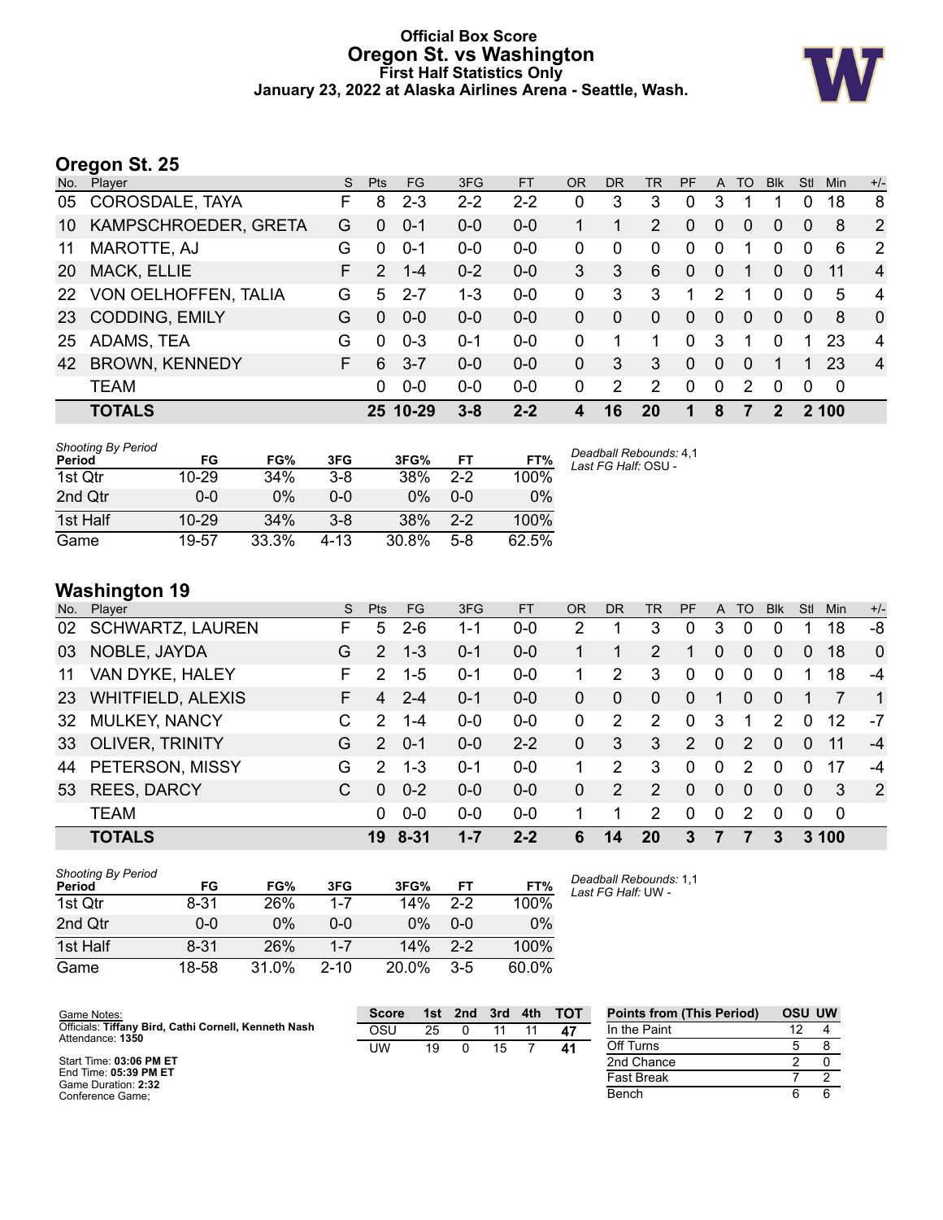# Official Box Score
## Oregon St. vs Washington
### First Half Statistics Only
### January 23, 2022 at Alaska Airlines Arena - Seattle, Wash.

## Oregon St. 25

| No. | Player | S | Pts | FG | 3FG | FT | OR | DR | TR | PF | A | TO | Blk | Stl | Min | +/- |
|---|---|---|---|---|---|---|---|---|---|---|---|---|---|---|---|---|
| 05 | COROSDALE, TAYA | F | 8 | 2-3 | 2-2 | 2-2 | 0 | 3 | 3 | 0 | 3 | 1 | 1 | 0 | 18 | 8 |
| 10 | KAMPSCHROEDER, GRETA | G | 0 | 0-1 | 0-0 | 0-0 | 1 | 1 | 2 | 0 | 0 | 0 | 0 | 0 | 8 | 2 |
| 11 | MAROTTE, AJ | G | 0 | 0-1 | 0-0 | 0-0 | 0 | 0 | 0 | 0 | 0 | 1 | 0 | 0 | 6 | 2 |
| 20 | MACK, ELLIE | F | 2 | 1-4 | 0-2 | 0-0 | 3 | 3 | 6 | 0 | 0 | 1 | 0 | 0 | 11 | 4 |
| 22 | VON OELHOFFEN, TALIA | G | 5 | 2-7 | 1-3 | 0-0 | 0 | 3 | 3 | 1 | 2 | 1 | 0 | 0 | 5 | 4 |
| 23 | CODDING, EMILY | G | 0 | 0-0 | 0-0 | 0-0 | 0 | 0 | 0 | 0 | 0 | 0 | 0 | 0 | 8 | 0 |
| 25 | ADAMS, TEA | G | 0 | 0-3 | 0-1 | 0-0 | 0 | 1 | 1 | 0 | 3 | 1 | 0 | 1 | 23 | 4 |
| 42 | BROWN, KENNEDY | F | 6 | 3-7 | 0-0 | 0-0 | 0 | 3 | 3 | 0 | 0 | 0 | 1 | 1 | 23 | 4 |
| | TEAM | | 0 | 0-0 | 0-0 | 0-0 | 0 | 2 | 2 | 0 | 0 | 2 | 0 | 0 | 0 | |
| | **TOTALS** | | **25** | **10-29** | **3-8** | **2-2** | **4** | **16** | **20** | **1** | **8** | **7** | **2** | **2** | **100** | |

*Shooting By Period*

| Period | FG | FG% | 3FG | 3FG% | FT | FT% |
|---|---|---|---|---|---|---|
| 1st Qtr | 10-29 | 34% | 3-8 | 38% | 2-2 | 100% |
| 2nd Qtr | 0-0 | 0% | 0-0 | 0% | 0-0 | 0% |
| 1st Half | 10-29 | 34% | 3-8 | 38% | 2-2 | 100% |
| Game | 19-57 | 33.3% | 4-13 | 30.8% | 5-8 | 62.5% |

*Deadball Rebounds:* 4,1
*Last FG Half:* OSU -

## Washington 19

| No. | Player | S | Pts | FG | 3FG | FT | OR | DR | TR | PF | A | TO | Blk | Stl | Min | +/- |
|---|---|---|---|---|---|---|---|---|---|---|---|---|---|---|---|---|
| 02 | SCHWARTZ, LAUREN | F | 5 | 2-6 | 1-1 | 0-0 | 2 | 1 | 3 | 0 | 3 | 0 | 0 | 1 | 18 | -8 |
| 03 | NOBLE, JAYDA | G | 2 | 1-3 | 0-1 | 0-0 | 1 | 1 | 2 | 1 | 0 | 0 | 0 | 0 | 18 | 0 |
| 11 | VAN DYKE, HALEY | F | 2 | 1-5 | 0-1 | 0-0 | 1 | 2 | 3 | 0 | 0 | 0 | 0 | 1 | 18 | -4 |
| 23 | WHITFIELD, ALEXIS | F | 4 | 2-4 | 0-1 | 0-0 | 0 | 0 | 0 | 0 | 1 | 0 | 0 | 1 | 7 | 1 |
| 32 | MULKEY, NANCY | C | 2 | 1-4 | 0-0 | 0-0 | 0 | 2 | 2 | 0 | 3 | 1 | 2 | 0 | 12 | -7 |
| 33 | OLIVER, TRINITY | G | 2 | 0-1 | 0-0 | 2-2 | 0 | 3 | 3 | 2 | 0 | 2 | 0 | 0 | 11 | -4 |
| 44 | PETERSON, MISSY | G | 2 | 1-3 | 0-1 | 0-0 | 1 | 2 | 3 | 0 | 0 | 2 | 0 | 0 | 17 | -4 |
| 53 | REES, DARCY | C | 0 | 0-2 | 0-0 | 0-0 | 0 | 2 | 2 | 0 | 0 | 0 | 0 | 0 | 3 | 2 |
| | TEAM | | 0 | 0-0 | 0-0 | 0-0 | 1 | 1 | 2 | 0 | 0 | 2 | 0 | 0 | 0 | |
| | **TOTALS** | | **19** | **8-31** | **1-7** | **2-2** | **6** | **14** | **20** | **3** | **7** | **7** | **3** | **3** | **100** | |

*Shooting By Period*

| Period | FG | FG% | 3FG | 3FG% | FT | FT% |
|---|---|---|---|---|---|---|
| 1st Qtr | 8-31 | 26% | 1-7 | 14% | 2-2 | 100% |
| 2nd Qtr | 0-0 | 0% | 0-0 | 0% | 0-0 | 0% |
| 1st Half | 8-31 | 26% | 1-7 | 14% | 2-2 | 100% |
| Game | 18-58 | 31.0% | 2-10 | 20.0% | 3-5 | 60.0% |

*Deadball Rebounds:* 1,1
*Last FG Half:* UW -

Game Notes:
Officials: **Tiffany Bird, Cathi Cornell, Kenneth Nash**
Attendance: **1350**

Start Time: **03:06 PM ET**
End Time: **05:39 PM ET**
Game Duration: **2:32**
Conference Game;

| Score | 1st | 2nd | 3rd | 4th | TOT |
|---|---|---|---|---|---|
| OSU | 25 | 0 | 11 | 11 | **47** |
| UW | 19 | 0 | 15 | 7 | **41** |

| Points from (This Period) | OSU | UW |
|---|---|---|
| In the Paint | 12 | 4 |
| Off Turns | 5 | 8 |
| 2nd Chance | 2 | 0 |
| Fast Break | 7 | 2 |
| Bench | 6 | 6 |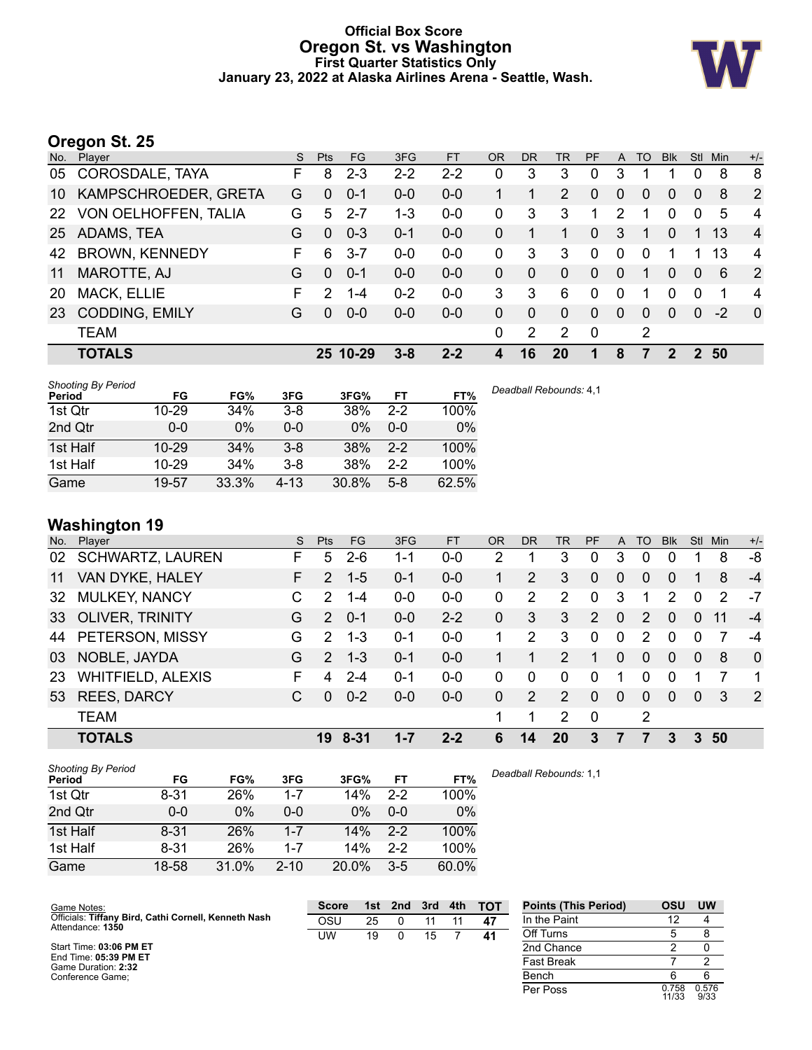# Official Box Score
## Oregon St. vs Washington
### First Quarter Statistics Only
### January 23, 2022 at Alaska Airlines Arena - Seattle, Wash.

## Oregon St. 25

| No. | Player | S | Pts | FG | 3FG | FT | OR | DR | TR | PF | A | TO | Blk | Stl | Min | +/- |
|---|---|---|---|---|---|---|---|---|---|---|---|---|---|---|---|---|
| 05 | COROSDALE, TAYA | F | 8 | 2-3 | 2-2 | 2-2 | 0 | 3 | 3 | 0 | 3 | 1 | 1 | 0 | 8 | 8 |
| 10 | KAMPSCHROEDER, GRETA | G | 0 | 0-1 | 0-0 | 0-0 | 1 | 1 | 2 | 0 | 0 | 0 | 0 | 0 | 8 | 2 |
| 22 | VON OELHOFFEN, TALIA | G | 5 | 2-7 | 1-3 | 0-0 | 0 | 3 | 3 | 1 | 2 | 1 | 0 | 0 | 5 | 4 |
| 25 | ADAMS, TEA | G | 0 | 0-3 | 0-1 | 0-0 | 0 | 1 | 1 | 0 | 3 | 1 | 0 | 1 | 13 | 4 |
| 42 | BROWN, KENNEDY | F | 6 | 3-7 | 0-0 | 0-0 | 0 | 3 | 3 | 0 | 0 | 0 | 1 | 1 | 13 | 4 |
| 11 | MAROTTE, AJ | G | 0 | 0-1 | 0-0 | 0-0 | 0 | 0 | 0 | 0 | 0 | 1 | 0 | 0 | 6 | 2 |
| 20 | MACK, ELLIE | F | 2 | 1-4 | 0-2 | 0-0 | 3 | 3 | 6 | 0 | 0 | 1 | 0 | 0 | 1 | 4 |
| 23 | CODDING, EMILY | G | 0 | 0-0 | 0-0 | 0-0 | 0 | 0 | 0 | 0 | 0 | 0 | 0 | 0 | -2 | 0 |
| | TEAM | | | | | | 0 | 2 | 2 | 0 | | 2 | | | | |
| | **TOTALS** | | **25** | **10-29** | **3-8** | **2-2** | **4** | **16** | **20** | **1** | **8** | **7** | **2** | **2** | **50** | |

*Shooting By Period*

| Period | FG | FG% | 3FG | 3FG% | FT | FT% |
|---|---|---|---|---|---|---|
| 1st Qtr | 10-29 | 34% | 3-8 | 38% | 2-2 | 100% |
| 2nd Qtr | 0-0 | 0% | 0-0 | 0% | 0-0 | 0% |
| 1st Half | 10-29 | 34% | 3-8 | 38% | 2-2 | 100% |
| 1st Half | 10-29 | 34% | 3-8 | 38% | 2-2 | 100% |
| Game | 19-57 | 33.3% | 4-13 | 30.8% | 5-8 | 62.5% |

*Deadball Rebounds:* 4,1

## Washington 19

| No. | Player | S | Pts | FG | 3FG | FT | OR | DR | TR | PF | A | TO | Blk | Stl | Min | +/- |
|---|---|---|---|---|---|---|---|---|---|---|---|---|---|---|---|---|
| 02 | SCHWARTZ, LAUREN | F | 5 | 2-6 | 1-1 | 0-0 | 2 | 1 | 3 | 0 | 3 | 0 | 0 | 1 | 8 | -8 |
| 11 | VAN DYKE, HALEY | F | 2 | 1-5 | 0-1 | 0-0 | 1 | 2 | 3 | 0 | 0 | 0 | 0 | 1 | 8 | -4 |
| 32 | MULKEY, NANCY | C | 2 | 1-4 | 0-0 | 0-0 | 0 | 2 | 2 | 0 | 3 | 1 | 2 | 0 | 2 | -7 |
| 33 | OLIVER, TRINITY | G | 2 | 0-1 | 0-0 | 2-2 | 0 | 3 | 3 | 2 | 0 | 2 | 0 | 0 | 11 | -4 |
| 44 | PETERSON, MISSY | G | 2 | 1-3 | 0-1 | 0-0 | 1 | 2 | 3 | 0 | 0 | 2 | 0 | 0 | 7 | -4 |
| 03 | NOBLE, JAYDA | G | 2 | 1-3 | 0-1 | 0-0 | 1 | 1 | 2 | 1 | 0 | 0 | 0 | 0 | 8 | 0 |
| 23 | WHITFIELD, ALEXIS | F | 4 | 2-4 | 0-1 | 0-0 | 0 | 0 | 0 | 0 | 1 | 0 | 0 | 1 | 7 | 1 |
| 53 | REES, DARCY | C | 0 | 0-2 | 0-0 | 0-0 | 0 | 2 | 2 | 0 | 0 | 0 | 0 | 0 | 3 | 2 |
| | TEAM | | | | | | 1 | 1 | 2 | 0 | | 2 | | | | |
| | **TOTALS** | | **19** | **8-31** | **1-7** | **2-2** | **6** | **14** | **20** | **3** | **7** | **7** | **3** | **3** | **50** | |

*Shooting By Period*

| Period | FG | FG% | 3FG | 3FG% | FT | FT% |
|---|---|---|---|---|---|---|
| 1st Qtr | 8-31 | 26% | 1-7 | 14% | 2-2 | 100% |
| 2nd Qtr | 0-0 | 0% | 0-0 | 0% | 0-0 | 0% |
| 1st Half | 8-31 | 26% | 1-7 | 14% | 2-2 | 100% |
| 1st Half | 8-31 | 26% | 1-7 | 14% | 2-2 | 100% |
| Game | 18-58 | 31.0% | 2-10 | 20.0% | 3-5 | 60.0% |

*Deadball Rebounds:* 1,1

Game Notes:
Officials: **Tiffany Bird, Cathi Cornell, Kenneth Nash**
Attendance: **1350**

Start Time: **03:06 PM ET**
End Time: **05:39 PM ET**
Game Duration: **2:32**
Conference Game;

| Score | 1st | 2nd | 3rd | 4th | TOT |
|---|---|---|---|---|---|
| OSU | 25 | 0 | 11 | 11 | **47** |
| UW | 19 | 0 | 15 | 7 | **41** |

| Points (This Period) | OSU | UW |
|---|---|---|
| In the Paint | 12 | 4 |
| Off Turns | 5 | 8 |
| 2nd Chance | 2 | 0 |
| Fast Break | 7 | 2 |
| Bench | 6 | 6 |
| Per Poss | 0.758 11/33 | 0.576 9/33 |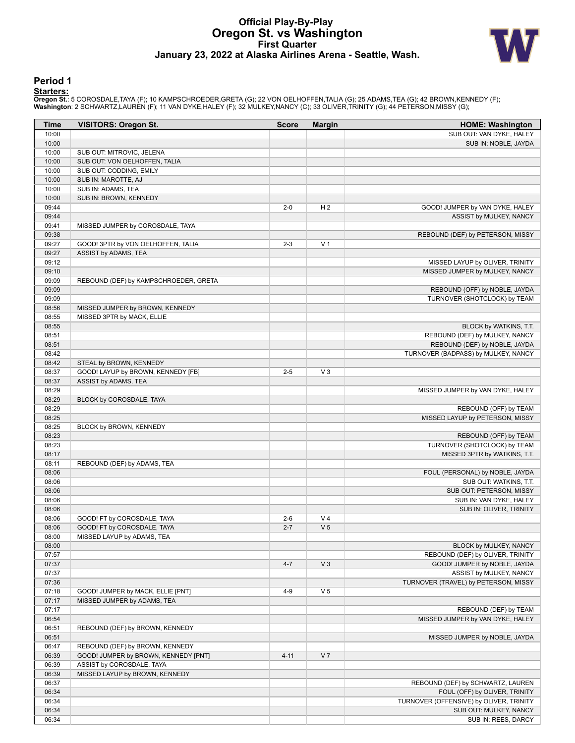# Official Play-By-Play
## Oregon St. vs Washington
### First Quarter
### January 23, 2022 at Alaska Airlines Arena - Seattle, Wash.

## Period 1

**Starters:**

**Oregon St.**: 5 COROSDALE,TAYA (F); 10 KAMPSCHROEDER,GRETA (G); 22 VON OELHOFFEN,TALIA (G); 25 ADAMS,TEA (G); 42 BROWN,KENNEDY (F);
**Washington**: 2 SCHWARTZ,LAUREN (F); 11 VAN DYKE,HALEY (F); 32 MULKEY,NANCY (C); 33 OLIVER,TRINITY (G); 44 PETERSON,MISSY (G);

| Time | VISITORS: Oregon St. | Score | Margin | HOME: Washington |
|---|---|---|---|---|
| 10:00 | | | | SUB OUT: VAN DYKE, HALEY |
| 10:00 | | | | SUB IN: NOBLE, JAYDA |
| 10:00 | SUB OUT: MITROVIC, JELENA | | | |
| 10:00 | SUB OUT: VON OELHOFFEN, TALIA | | | |
| 10:00 | SUB OUT: CODDING, EMILY | | | |
| 10:00 | SUB IN: MAROTTE, AJ | | | |
| 10:00 | SUB IN: ADAMS, TEA | | | |
| 10:00 | SUB IN: BROWN, KENNEDY | | | |
| 09:44 | | 2-0 | H 2 | GOOD! JUMPER by VAN DYKE, HALEY |
| 09:44 | | | | ASSIST by MULKEY, NANCY |
| 09:41 | MISSED JUMPER by COROSDALE, TAYA | | | |
| 09:38 | | | | REBOUND (DEF) by PETERSON, MISSY |
| 09:27 | GOOD! 3PTR by VON OELHOFFEN, TALIA | 2-3 | V 1 | |
| 09:27 | ASSIST by ADAMS, TEA | | | |
| 09:12 | | | | MISSED LAYUP by OLIVER, TRINITY |
| 09:10 | | | | MISSED JUMPER by MULKEY, NANCY |
| 09:09 | REBOUND (DEF) by KAMPSCHROEDER, GRETA | | | |
| 09:09 | | | | REBOUND (OFF) by NOBLE, JAYDA |
| 09:09 | | | | TURNOVER (SHOTCLOCK) by TEAM |
| 08:56 | MISSED JUMPER by BROWN, KENNEDY | | | |
| 08:55 | MISSED 3PTR by MACK, ELLIE | | | |
| 08:55 | | | | BLOCK by WATKINS, T.T. |
| 08:51 | | | | REBOUND (DEF) by MULKEY, NANCY |
| 08:51 | | | | REBOUND (DEF) by NOBLE, JAYDA |
| 08:42 | | | | TURNOVER (BADPASS) by MULKEY, NANCY |
| 08:42 | STEAL by BROWN, KENNEDY | | | |
| 08:37 | GOOD! LAYUP by BROWN, KENNEDY [FB] | 2-5 | V 3 | |
| 08:37 | ASSIST by ADAMS, TEA | | | |
| 08:29 | | | | MISSED JUMPER by VAN DYKE, HALEY |
| 08:29 | BLOCK by COROSDALE, TAYA | | | |
| 08:29 | | | | REBOUND (OFF) by TEAM |
| 08:25 | | | | MISSED LAYUP by PETERSON, MISSY |
| 08:25 | BLOCK by BROWN, KENNEDY | | | |
| 08:23 | | | | REBOUND (OFF) by TEAM |
| 08:23 | | | | TURNOVER (SHOTCLOCK) by TEAM |
| 08:17 | | | | MISSED 3PTR by WATKINS, T.T. |
| 08:11 | REBOUND (DEF) by ADAMS, TEA | | | |
| 08:06 | | | | FOUL (PERSONAL) by NOBLE, JAYDA |
| 08:06 | | | | SUB OUT: WATKINS, T.T. |
| 08:06 | | | | SUB OUT: PETERSON, MISSY |
| 08:06 | | | | SUB IN: VAN DYKE, HALEY |
| 08:06 | | | | SUB IN: OLIVER, TRINITY |
| 08:06 | GOOD! FT by COROSDALE, TAYA | 2-6 | V 4 | |
| 08:06 | GOOD! FT by COROSDALE, TAYA | 2-7 | V 5 | |
| 08:00 | MISSED LAYUP by ADAMS, TEA | | | |
| 08:00 | | | | BLOCK by MULKEY, NANCY |
| 07:57 | | | | REBOUND (DEF) by OLIVER, TRINITY |
| 07:37 | | 4-7 | V 3 | GOOD! JUMPER by NOBLE, JAYDA |
| 07:37 | | | | ASSIST by MULKEY, NANCY |
| 07:36 | | | | TURNOVER (TRAVEL) by PETERSON, MISSY |
| 07:18 | GOOD! JUMPER by MACK, ELLIE [PNT] | 4-9 | V 5 | |
| 07:17 | MISSED JUMPER by ADAMS, TEA | | | |
| 07:17 | | | | REBOUND (DEF) by TEAM |
| 06:54 | | | | MISSED JUMPER by VAN DYKE, HALEY |
| 06:51 | REBOUND (DEF) by BROWN, KENNEDY | | | |
| 06:51 | | | | MISSED JUMPER by NOBLE, JAYDA |
| 06:47 | REBOUND (DEF) by BROWN, KENNEDY | | | |
| 06:39 | GOOD! JUMPER by BROWN, KENNEDY [PNT] | 4-11 | V 7 | |
| 06:39 | ASSIST by COROSDALE, TAYA | | | |
| 06:39 | MISSED LAYUP by BROWN, KENNEDY | | | |
| 06:37 | | | | REBOUND (DEF) by SCHWARTZ, LAUREN |
| 06:34 | | | | FOUL (OFF) by OLIVER, TRINITY |
| 06:34 | | | | TURNOVER (OFFENSIVE) by OLIVER, TRINITY |
| 06:34 | | | | SUB OUT: MULKEY, NANCY |
| 06:34 | | | | SUB IN: REES, DARCY |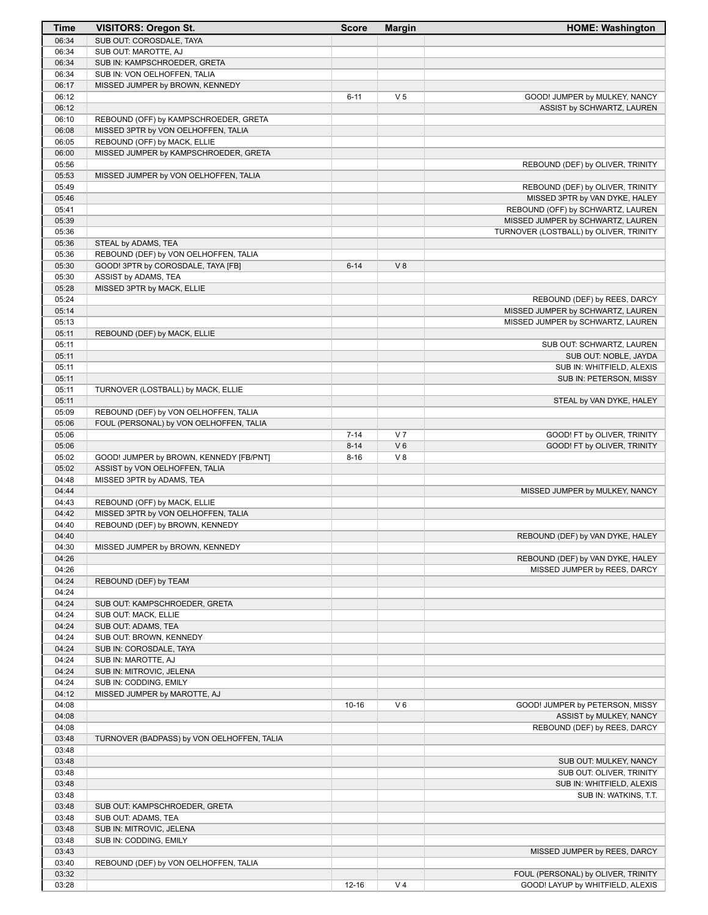| Time | VISITORS: Oregon St. | Score | Margin | HOME: Washington |
|---|---|---|---|---|
| 06:34 | SUB OUT: COROSDALE, TAYA | | | |
| 06:34 | SUB OUT: MAROTTE, AJ | | | |
| 06:34 | SUB IN: KAMPSCHROEDER, GRETA | | | |
| 06:34 | SUB IN: VON OELHOFFEN, TALIA | | | |
| 06:17 | MISSED JUMPER by BROWN, KENNEDY | | | |
| 06:12 | | 6-11 | V 5 | GOOD! JUMPER by MULKEY, NANCY |
| 06:12 | | | | ASSIST by SCHWARTZ, LAUREN |
| 06:10 | REBOUND (OFF) by KAMPSCHROEDER, GRETA | | | |
| 06:08 | MISSED 3PTR by VON OELHOFFEN, TALIA | | | |
| 06:05 | REBOUND (OFF) by MACK, ELLIE | | | |
| 06:00 | MISSED JUMPER by KAMPSCHROEDER, GRETA | | | |
| 05:56 | | | | REBOUND (DEF) by OLIVER, TRINITY |
| 05:53 | MISSED JUMPER by VON OELHOFFEN, TALIA | | | |
| 05:49 | | | | REBOUND (DEF) by OLIVER, TRINITY |
| 05:46 | | | | MISSED 3PTR by VAN DYKE, HALEY |
| 05:41 | | | | REBOUND (OFF) by SCHWARTZ, LAUREN |
| 05:39 | | | | MISSED JUMPER by SCHWARTZ, LAUREN |
| 05:36 | | | | TURNOVER (LOSTBALL) by OLIVER, TRINITY |
| 05:36 | STEAL by ADAMS, TEA | | | |
| 05:36 | REBOUND (DEF) by VON OELHOFFEN, TALIA | | | |
| 05:30 | GOOD! 3PTR by COROSDALE, TAYA [FB] | 6-14 | V 8 | |
| 05:30 | ASSIST by ADAMS, TEA | | | |
| 05:28 | MISSED 3PTR by MACK, ELLIE | | | |
| 05:24 | | | | REBOUND (DEF) by REES, DARCY |
| 05:14 | | | | MISSED JUMPER by SCHWARTZ, LAUREN |
| 05:13 | | | | MISSED JUMPER by SCHWARTZ, LAUREN |
| 05:11 | REBOUND (DEF) by MACK, ELLIE | | | |
| 05:11 | | | | SUB OUT: SCHWARTZ, LAUREN |
| 05:11 | | | | SUB OUT: NOBLE, JAYDA |
| 05:11 | | | | SUB IN: WHITFIELD, ALEXIS |
| 05:11 | | | | SUB IN: PETERSON, MISSY |
| 05:11 | TURNOVER (LOSTBALL) by MACK, ELLIE | | | |
| 05:11 | | | | STEAL by VAN DYKE, HALEY |
| 05:09 | REBOUND (DEF) by VON OELHOFFEN, TALIA | | | |
| 05:06 | FOUL (PERSONAL) by VON OELHOFFEN, TALIA | | | |
| 05:06 | | 7-14 | V 7 | GOOD! FT by OLIVER, TRINITY |
| 05:06 | | 8-14 | V 6 | GOOD! FT by OLIVER, TRINITY |
| 05:02 | GOOD! JUMPER by BROWN, KENNEDY [FB/PNT] | 8-16 | V 8 | |
| 05:02 | ASSIST by VON OELHOFFEN, TALIA | | | |
| 04:48 | MISSED 3PTR by ADAMS, TEA | | | |
| 04:44 | | | | MISSED JUMPER by MULKEY, NANCY |
| 04:43 | REBOUND (OFF) by MACK, ELLIE | | | |
| 04:42 | MISSED 3PTR by VON OELHOFFEN, TALIA | | | |
| 04:40 | REBOUND (DEF) by BROWN, KENNEDY | | | |
| 04:40 | | | | REBOUND (DEF) by VAN DYKE, HALEY |
| 04:30 | MISSED JUMPER by BROWN, KENNEDY | | | |
| 04:26 | | | | REBOUND (DEF) by VAN DYKE, HALEY |
| 04:26 | | | | MISSED JUMPER by REES, DARCY |
| 04:24 | REBOUND (DEF) by TEAM | | | |
| 04:24 | | | | |
| 04:24 | SUB OUT: KAMPSCHROEDER, GRETA | | | |
| 04:24 | SUB OUT: MACK, ELLIE | | | |
| 04:24 | SUB OUT: ADAMS, TEA | | | |
| 04:24 | SUB OUT: BROWN, KENNEDY | | | |
| 04:24 | SUB IN: COROSDALE, TAYA | | | |
| 04:24 | SUB IN: MAROTTE, AJ | | | |
| 04:24 | SUB IN: MITROVIC, JELENA | | | |
| 04:24 | SUB IN: CODDING, EMILY | | | |
| 04:12 | MISSED JUMPER by MAROTTE, AJ | | | |
| 04:08 | | 10-16 | V 6 | GOOD! JUMPER by PETERSON, MISSY |
| 04:08 | | | | ASSIST by MULKEY, NANCY |
| 04:08 | | | | REBOUND (DEF) by REES, DARCY |
| 03:48 | TURNOVER (BADPASS) by VON OELHOFFEN, TALIA | | | |
| 03:48 | | | | |
| 03:48 | | | | SUB OUT: MULKEY, NANCY |
| 03:48 | | | | SUB OUT: OLIVER, TRINITY |
| 03:48 | | | | SUB IN: WHITFIELD, ALEXIS |
| 03:48 | | | | SUB IN: WATKINS, T.T. |
| 03:48 | SUB OUT: KAMPSCHROEDER, GRETA | | | |
| 03:48 | SUB OUT: ADAMS, TEA | | | |
| 03:48 | SUB IN: MITROVIC, JELENA | | | |
| 03:48 | SUB IN: CODDING, EMILY | | | |
| 03:43 | | | | MISSED JUMPER by REES, DARCY |
| 03:40 | REBOUND (DEF) by VON OELHOFFEN, TALIA | | | |
| 03:32 | | | | FOUL (PERSONAL) by OLIVER, TRINITY |
| 03:28 | | 12-16 | V 4 | GOOD! LAYUP by WHITFIELD, ALEXIS |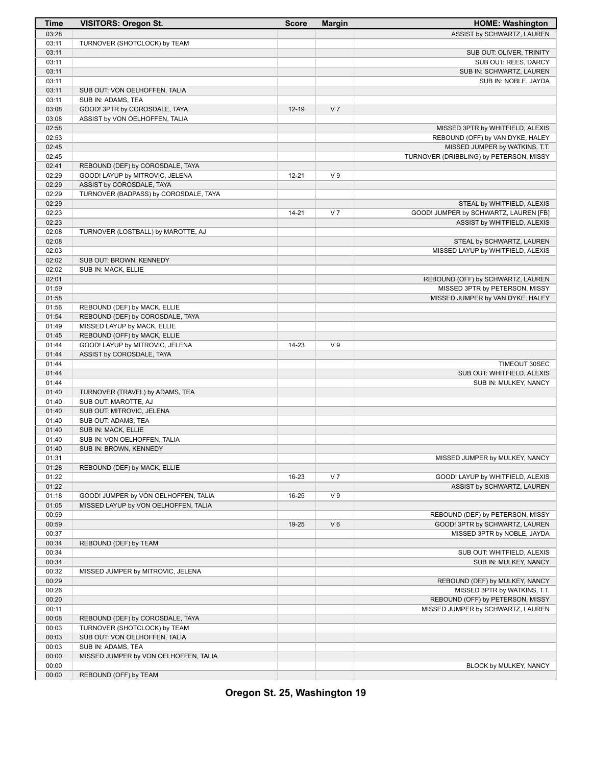| Time | VISITORS: Oregon St. | Score | Margin | HOME: Washington |
|---|---|---|---|---|
| 03:28 | | | | ASSIST by SCHWARTZ, LAUREN |
| 03:11 | TURNOVER (SHOTCLOCK) by TEAM | | | |
| 03:11 | | | | SUB OUT: OLIVER, TRINITY |
| 03:11 | | | | SUB OUT: REES, DARCY |
| 03:11 | | | | SUB IN: SCHWARTZ, LAUREN |
| 03:11 | | | | SUB IN: NOBLE, JAYDA |
| 03:11 | SUB OUT: VON OELHOFFEN, TALIA | | | |
| 03:11 | SUB IN: ADAMS, TEA | | | |
| 03:08 | GOOD! 3PTR by COROSDALE, TAYA | 12-19 | V 7 | |
| 03:08 | ASSIST by VON OELHOFFEN, TALIA | | | |
| 02:58 | | | | MISSED 3PTR by WHITFIELD, ALEXIS |
| 02:53 | | | | REBOUND (OFF) by VAN DYKE, HALEY |
| 02:45 | | | | MISSED JUMPER by WATKINS, T.T. |
| 02:45 | | | | TURNOVER (DRIBBLING) by PETERSON, MISSY |
| 02:41 | REBOUND (DEF) by COROSDALE, TAYA | | | |
| 02:29 | GOOD! LAYUP by MITROVIC, JELENA | 12-21 | V 9 | |
| 02:29 | ASSIST by COROSDALE, TAYA | | | |
| 02:29 | TURNOVER (BADPASS) by COROSDALE, TAYA | | | |
| 02:29 | | | | STEAL by WHITFIELD, ALEXIS |
| 02:23 | | 14-21 | V 7 | GOOD! JUMPER by SCHWARTZ, LAUREN [FB] |
| 02:23 | | | | ASSIST by WHITFIELD, ALEXIS |
| 02:08 | TURNOVER (LOSTBALL) by MAROTTE, AJ | | | |
| 02:08 | | | | STEAL by SCHWARTZ, LAUREN |
| 02:03 | | | | MISSED LAYUP by WHITFIELD, ALEXIS |
| 02:02 | SUB OUT: BROWN, KENNEDY | | | |
| 02:02 | SUB IN: MACK, ELLIE | | | |
| 02:01 | | | | REBOUND (OFF) by SCHWARTZ, LAUREN |
| 01:59 | | | | MISSED 3PTR by PETERSON, MISSY |
| 01:58 | | | | MISSED JUMPER by VAN DYKE, HALEY |
| 01:56 | REBOUND (DEF) by MACK, ELLIE | | | |
| 01:54 | REBOUND (DEF) by COROSDALE, TAYA | | | |
| 01:49 | MISSED LAYUP by MACK, ELLIE | | | |
| 01:45 | REBOUND (OFF) by MACK, ELLIE | | | |
| 01:44 | GOOD! LAYUP by MITROVIC, JELENA | 14-23 | V 9 | |
| 01:44 | ASSIST by COROSDALE, TAYA | | | |
| 01:44 | | | | TIMEOUT 30SEC |
| 01:44 | | | | SUB OUT: WHITFIELD, ALEXIS |
| 01:44 | | | | SUB IN: MULKEY, NANCY |
| 01:40 | TURNOVER (TRAVEL) by ADAMS, TEA | | | |
| 01:40 | SUB OUT: MAROTTE, AJ | | | |
| 01:40 | SUB OUT: MITROVIC, JELENA | | | |
| 01:40 | SUB OUT: ADAMS, TEA | | | |
| 01:40 | SUB IN: MACK, ELLIE | | | |
| 01:40 | SUB IN: VON OELHOFFEN, TALIA | | | |
| 01:40 | SUB IN: BROWN, KENNEDY | | | |
| 01:31 | | | | MISSED JUMPER by MULKEY, NANCY |
| 01:28 | REBOUND (DEF) by MACK, ELLIE | | | |
| 01:22 | | 16-23 | V 7 | GOOD! LAYUP by WHITFIELD, ALEXIS |
| 01:22 | | | | ASSIST by SCHWARTZ, LAUREN |
| 01:18 | GOOD! JUMPER by VON OELHOFFEN, TALIA | 16-25 | V 9 | |
| 01:05 | MISSED LAYUP by VON OELHOFFEN, TALIA | | | |
| 00:59 | | | | REBOUND (DEF) by PETERSON, MISSY |
| 00:59 | | 19-25 | V 6 | GOOD! 3PTR by SCHWARTZ, LAUREN |
| 00:37 | | | | MISSED 3PTR by NOBLE, JAYDA |
| 00:34 | REBOUND (DEF) by TEAM | | | |
| 00:34 | | | | SUB OUT: WHITFIELD, ALEXIS |
| 00:34 | | | | SUB IN: MULKEY, NANCY |
| 00:32 | MISSED JUMPER by MITROVIC, JELENA | | | |
| 00:29 | | | | REBOUND (DEF) by MULKEY, NANCY |
| 00:26 | | | | MISSED 3PTR by WATKINS, T.T. |
| 00:20 | | | | REBOUND (OFF) by PETERSON, MISSY |
| 00:11 | | | | MISSED JUMPER by SCHWARTZ, LAUREN |
| 00:08 | REBOUND (DEF) by COROSDALE, TAYA | | | |
| 00:03 | TURNOVER (SHOTCLOCK) by TEAM | | | |
| 00:03 | SUB OUT: VON OELHOFFEN, TALIA | | | |
| 00:03 | SUB IN: ADAMS, TEA | | | |
| 00:00 | MISSED JUMPER by VON OELHOFFEN, TALIA | | | |
| 00:00 | | | | BLOCK by MULKEY, NANCY |
| 00:00 | REBOUND (OFF) by TEAM | | | |

**Oregon St. 25, Washington 19**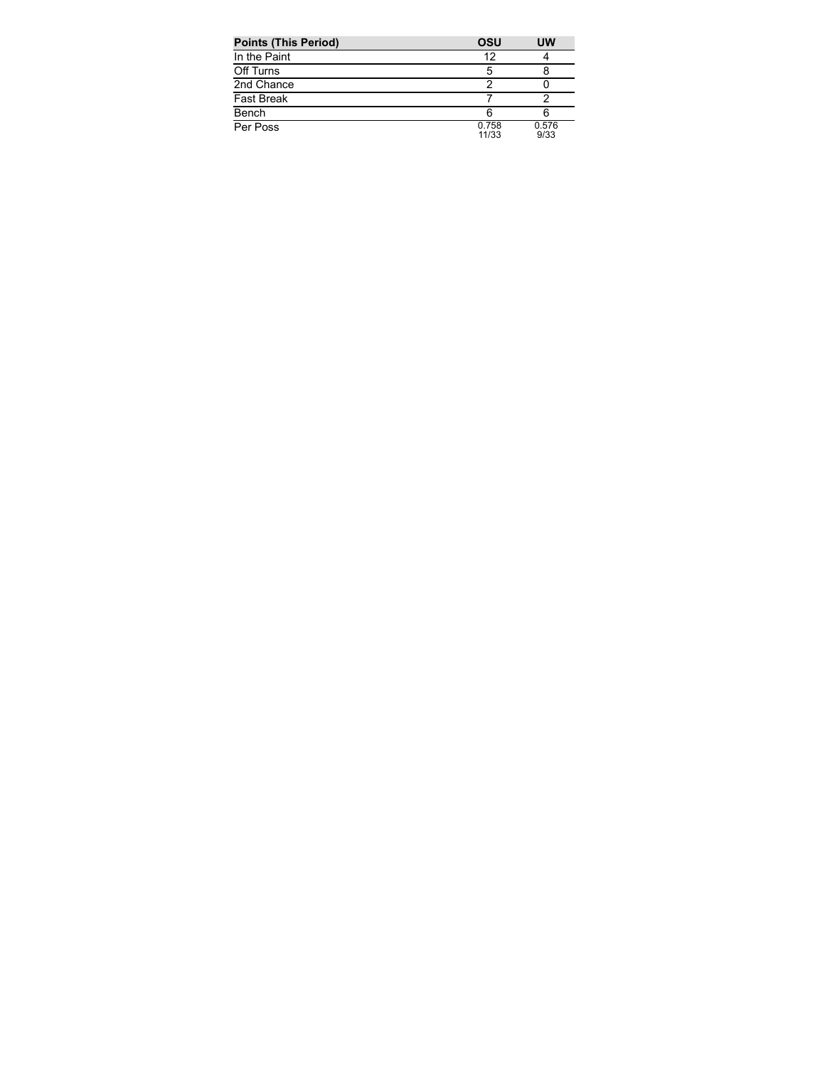| Points (This Period) | OSU | UW |
| --- | --- | --- |
| In the Paint | 12 | 4 |
| Off Turns | 5 | 8 |
| 2nd Chance | 2 | 0 |
| Fast Break | 7 | 2 |
| Bench | 6 | 6 |
| Per Poss | 0.758 11/33 | 0.576 9/33 |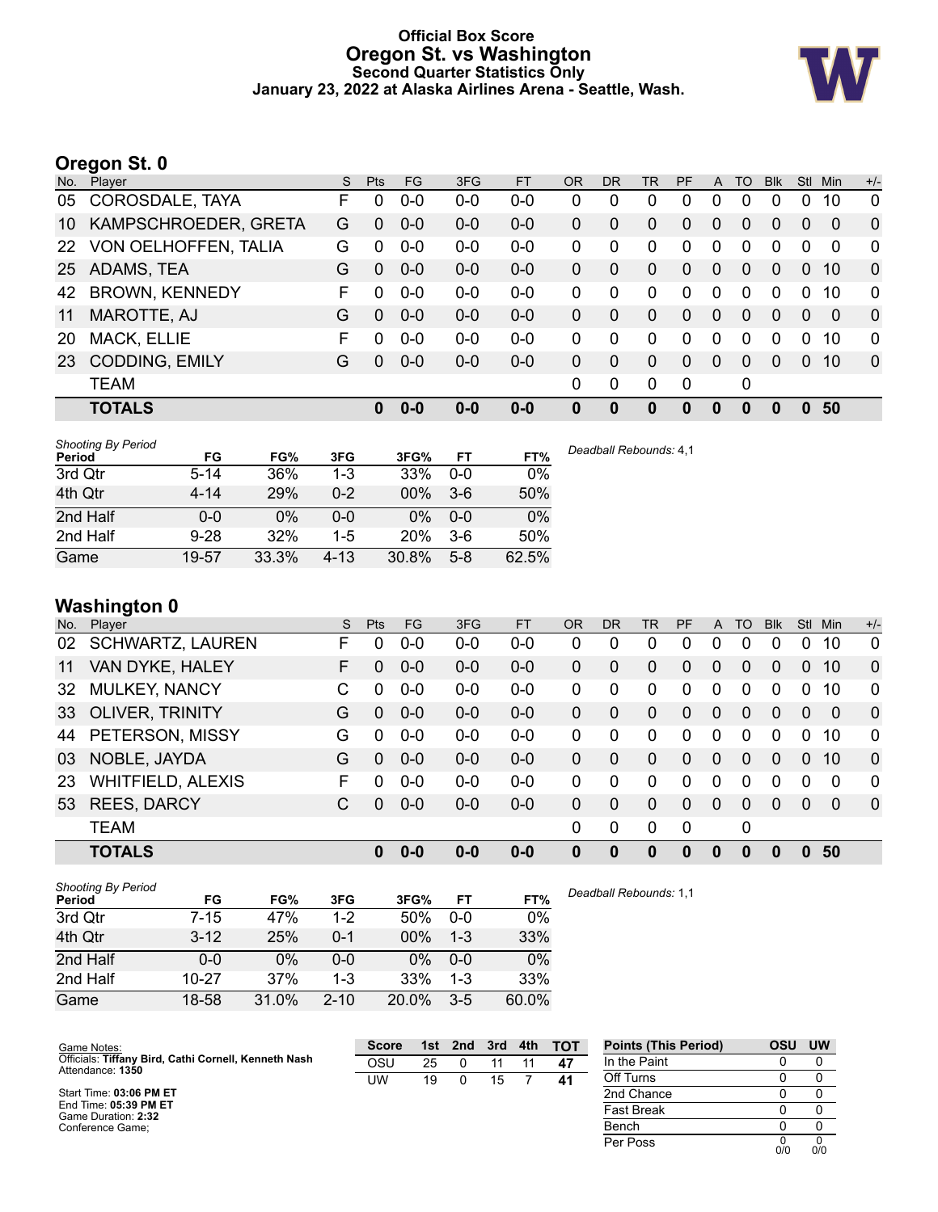# Official Box Score
## Oregon St. vs Washington
### Second Quarter Statistics Only
### January 23, 2022 at Alaska Airlines Arena - Seattle, Wash.

## Oregon St. 0

| No. | Player | S | Pts | FG | 3FG | FT | OR | DR | TR | PF | A | TO | Blk | Stl | Min | +/- |
|---|---|---|---|---|---|---|---|---|---|---|---|---|---|---|---|---|
| 05 | COROSDALE, TAYA | F | 0 | 0-0 | 0-0 | 0-0 | 0 | 0 | 0 | 0 | 0 | 0 | 0 | 0 | 10 | 0 |
| 10 | KAMPSCHROEDER, GRETA | G | 0 | 0-0 | 0-0 | 0-0 | 0 | 0 | 0 | 0 | 0 | 0 | 0 | 0 | 0 | 0 |
| 22 | VON OELHOFFEN, TALIA | G | 0 | 0-0 | 0-0 | 0-0 | 0 | 0 | 0 | 0 | 0 | 0 | 0 | 0 | 0 | 0 |
| 25 | ADAMS, TEA | G | 0 | 0-0 | 0-0 | 0-0 | 0 | 0 | 0 | 0 | 0 | 0 | 0 | 0 | 10 | 0 |
| 42 | BROWN, KENNEDY | F | 0 | 0-0 | 0-0 | 0-0 | 0 | 0 | 0 | 0 | 0 | 0 | 0 | 0 | 10 | 0 |
| 11 | MAROTTE, AJ | G | 0 | 0-0 | 0-0 | 0-0 | 0 | 0 | 0 | 0 | 0 | 0 | 0 | 0 | 0 | 0 |
| 20 | MACK, ELLIE | F | 0 | 0-0 | 0-0 | 0-0 | 0 | 0 | 0 | 0 | 0 | 0 | 0 | 0 | 10 | 0 |
| 23 | CODDING, EMILY | G | 0 | 0-0 | 0-0 | 0-0 | 0 | 0 | 0 | 0 | 0 | 0 | 0 | 0 | 10 | 0 |
| | TEAM | | | | | | 0 | 0 | 0 | 0 | | 0 | | | | |
| | **TOTALS** | | **0** | **0-0** | **0-0** | **0-0** | **0** | **0** | **0** | **0** | **0** | **0** | **0** | **0** | **50** | |

*Shooting By Period*

| Period | FG | FG% | 3FG | 3FG% | FT | FT% |
|---|---|---|---|---|---|---|
| 3rd Qtr | 5-14 | 36% | 1-3 | 33% | 0-0 | 0% |
| 4th Qtr | 4-14 | 29% | 0-2 | 00% | 3-6 | 50% |
| 2nd Half | 0-0 | 0% | 0-0 | 0% | 0-0 | 0% |
| 2nd Half | 9-28 | 32% | 1-5 | 20% | 3-6 | 50% |
| Game | 19-57 | 33.3% | 4-13 | 30.8% | 5-8 | 62.5% |

*Deadball Rebounds:* 4,1

## Washington 0

| No. | Player | S | Pts | FG | 3FG | FT | OR | DR | TR | PF | A | TO | Blk | Stl | Min | +/- |
|---|---|---|---|---|---|---|---|---|---|---|---|---|---|---|---|---|
| 02 | SCHWARTZ, LAUREN | F | 0 | 0-0 | 0-0 | 0-0 | 0 | 0 | 0 | 0 | 0 | 0 | 0 | 0 | 10 | 0 |
| 11 | VAN DYKE, HALEY | F | 0 | 0-0 | 0-0 | 0-0 | 0 | 0 | 0 | 0 | 0 | 0 | 0 | 0 | 10 | 0 |
| 32 | MULKEY, NANCY | C | 0 | 0-0 | 0-0 | 0-0 | 0 | 0 | 0 | 0 | 0 | 0 | 0 | 0 | 10 | 0 |
| 33 | OLIVER, TRINITY | G | 0 | 0-0 | 0-0 | 0-0 | 0 | 0 | 0 | 0 | 0 | 0 | 0 | 0 | 0 | 0 |
| 44 | PETERSON, MISSY | G | 0 | 0-0 | 0-0 | 0-0 | 0 | 0 | 0 | 0 | 0 | 0 | 0 | 0 | 10 | 0 |
| 03 | NOBLE, JAYDA | G | 0 | 0-0 | 0-0 | 0-0 | 0 | 0 | 0 | 0 | 0 | 0 | 0 | 0 | 10 | 0 |
| 23 | WHITFIELD, ALEXIS | F | 0 | 0-0 | 0-0 | 0-0 | 0 | 0 | 0 | 0 | 0 | 0 | 0 | 0 | 0 | 0 |
| 53 | REES, DARCY | C | 0 | 0-0 | 0-0 | 0-0 | 0 | 0 | 0 | 0 | 0 | 0 | 0 | 0 | 0 | 0 |
| | TEAM | | | | | | 0 | 0 | 0 | 0 | | 0 | | | | |
| | **TOTALS** | | **0** | **0-0** | **0-0** | **0-0** | **0** | **0** | **0** | **0** | **0** | **0** | **0** | **0** | **50** | |

*Shooting By Period*

| Period | FG | FG% | 3FG | 3FG% | FT | FT% |
|---|---|---|---|---|---|---|
| 3rd Qtr | 7-15 | 47% | 1-2 | 50% | 0-0 | 0% |
| 4th Qtr | 3-12 | 25% | 0-1 | 00% | 1-3 | 33% |
| 2nd Half | 0-0 | 0% | 0-0 | 0% | 0-0 | 0% |
| 2nd Half | 10-27 | 37% | 1-3 | 33% | 1-3 | 33% |
| Game | 18-58 | 31.0% | 2-10 | 20.0% | 3-5 | 60.0% |

*Deadball Rebounds:* 1,1

Game Notes:
Officials: **Tiffany Bird, Cathi Cornell, Kenneth Nash**
Attendance: **1350**

Start Time: **03:06 PM ET**
End Time: **05:39 PM ET**
Game Duration: **2:32**
Conference Game;

| Score | 1st | 2nd | 3rd | 4th | TOT |
|---|---|---|---|---|---|
| OSU | 25 | 0 | 11 | 11 | **47** |
| UW | 19 | 0 | 15 | 7 | **41** |

| Points (This Period) | OSU | UW |
|---|---|---|
| In the Paint | 0 | 0 |
| Off Turns | 0 | 0 |
| 2nd Chance | 0 | 0 |
| Fast Break | 0 | 0 |
| Bench | 0 | 0 |
| Per Poss | 0 0/0 | 0 0/0 |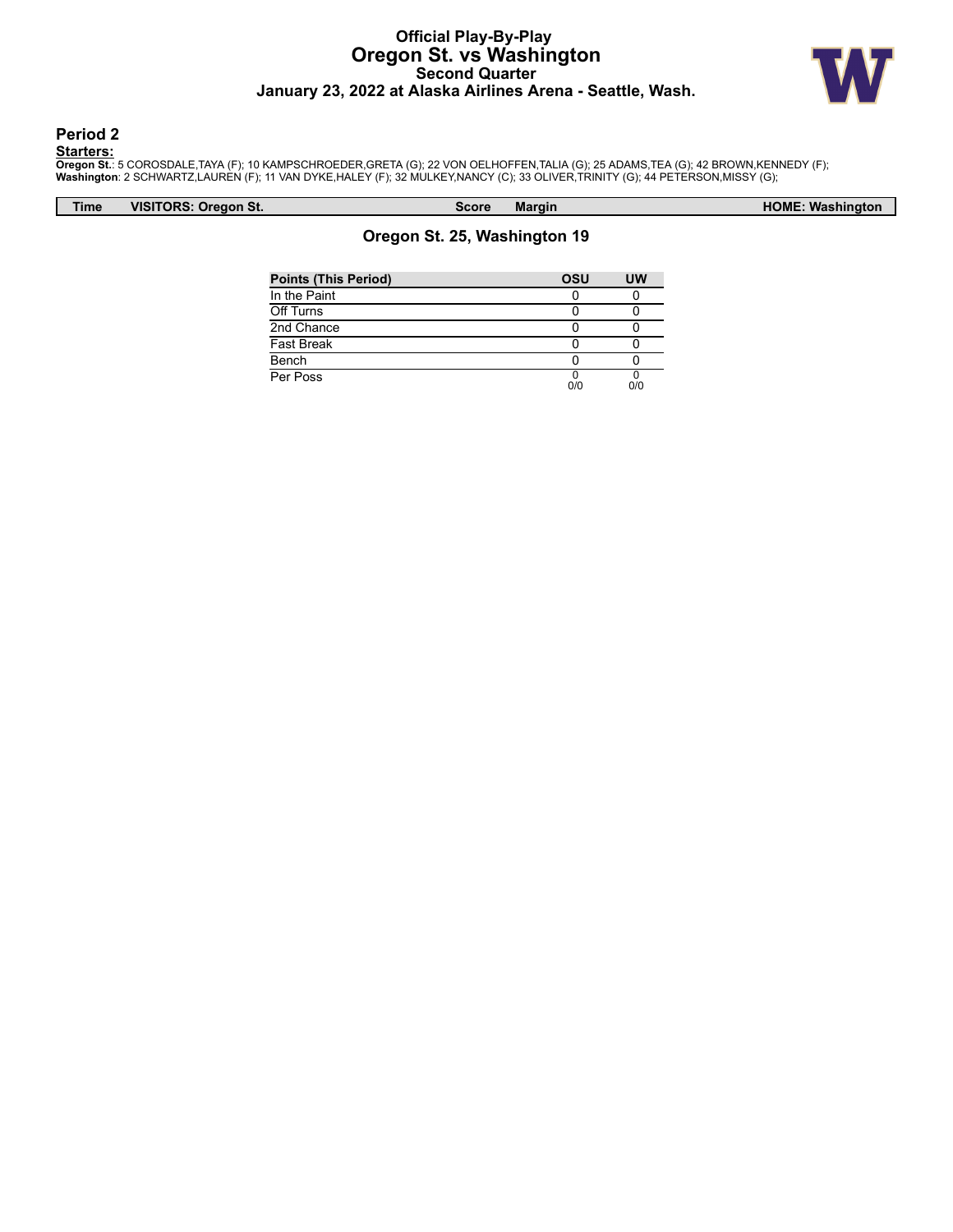# Official Play-By-Play
## Oregon St. vs Washington
### Second Quarter
### January 23, 2022 at Alaska Airlines Arena - Seattle, Wash.

## Period 2

**Starters:**

**Oregon St.**: 5 COROSDALE,TAYA (F); 10 KAMPSCHROEDER,GRETA (G); 22 VON OELHOFFEN,TALIA (G); 25 ADAMS,TEA (G); 42 BROWN,KENNEDY (F);
**Washington**: 2 SCHWARTZ,LAUREN (F); 11 VAN DYKE,HALEY (F); 32 MULKEY,NANCY (C); 33 OLIVER,TRINITY (G); 44 PETERSON,MISSY (G);

| Time | VISITORS: Oregon St. | Score | Margin | HOME: Washington |
|---|---|---|---|---|

### Oregon St. 25, Washington 19

| Points (This Period) | OSU | UW |
|---|---|---|
| In the Paint | 0 | 0 |
| Off Turns | 0 | 0 |
| 2nd Chance | 0 | 0 |
| Fast Break | 0 | 0 |
| Bench | 0 | 0 |
| Per Poss | 0 0/0 | 0 0/0 |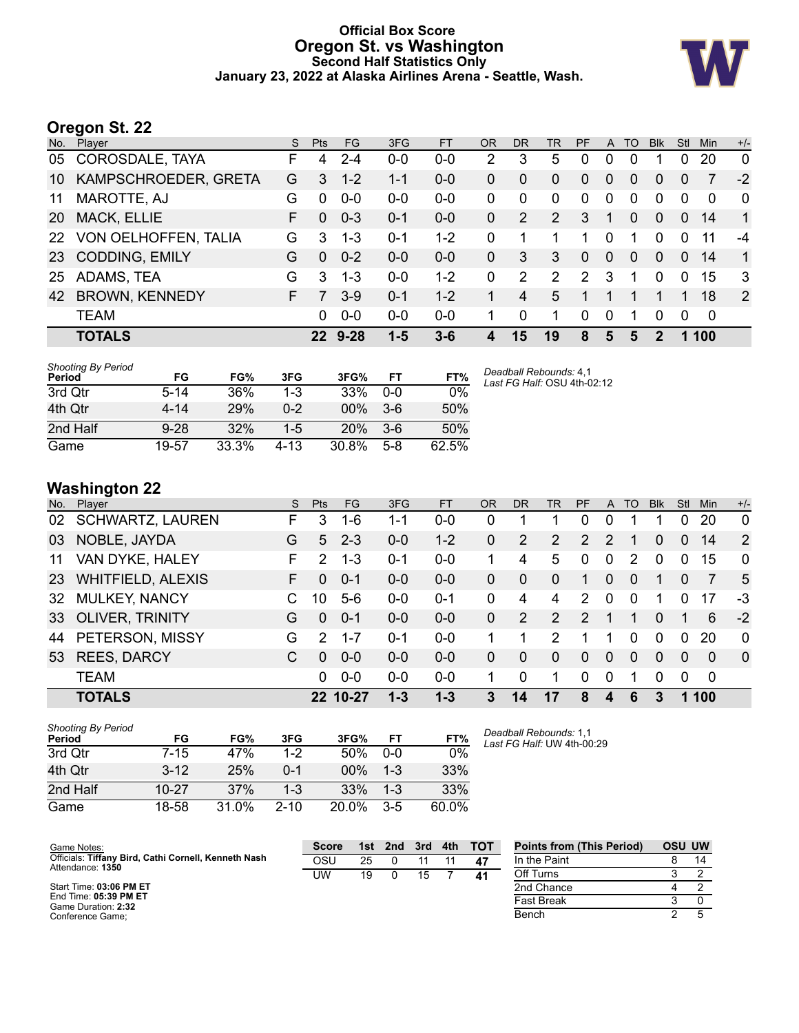# Official Box Score
## Oregon St. vs Washington
### Second Half Statistics Only
### January 23, 2022 at Alaska Airlines Arena - Seattle, Wash.

## Oregon St. 22

| No. | Player | S | Pts | FG | 3FG | FT | OR | DR | TR | PF | A | TO | Blk | Stl | Min | +/- |
|---|---|---|---|---|---|---|---|---|---|---|---|---|---|---|---|---|
| 05 | COROSDALE, TAYA | F | 4 | 2-4 | 0-0 | 0-0 | 2 | 3 | 5 | 0 | 0 | 0 | 1 | 0 | 20 | 0 |
| 10 | KAMPSCHROEDER, GRETA | G | 3 | 1-2 | 1-1 | 0-0 | 0 | 0 | 0 | 0 | 0 | 0 | 0 | 0 | 7 | -2 |
| 11 | MAROTTE, AJ | G | 0 | 0-0 | 0-0 | 0-0 | 0 | 0 | 0 | 0 | 0 | 0 | 0 | 0 | 0 | 0 |
| 20 | MACK, ELLIE | F | 0 | 0-3 | 0-1 | 0-0 | 0 | 2 | 2 | 3 | 1 | 0 | 0 | 0 | 14 | 1 |
| 22 | VON OELHOFFEN, TALIA | G | 3 | 1-3 | 0-1 | 1-2 | 0 | 1 | 1 | 1 | 0 | 1 | 0 | 0 | 11 | -4 |
| 23 | CODDING, EMILY | G | 0 | 0-2 | 0-0 | 0-0 | 0 | 3 | 3 | 0 | 0 | 0 | 0 | 0 | 14 | 1 |
| 25 | ADAMS, TEA | G | 3 | 1-3 | 0-0 | 1-2 | 0 | 2 | 2 | 2 | 3 | 1 | 0 | 0 | 15 | 3 |
| 42 | BROWN, KENNEDY | F | 7 | 3-9 | 0-1 | 1-2 | 1 | 4 | 5 | 1 | 1 | 1 | 1 | 1 | 18 | 2 |
| | TEAM | | 0 | 0-0 | 0-0 | 0-0 | 1 | 0 | 1 | 0 | 0 | 1 | 0 | 0 | 0 | |
| | **TOTALS** | | **22** | **9-28** | **1-5** | **3-6** | **4** | **15** | **19** | **8** | **5** | **5** | **2** | **1** | **100** | |

*Shooting By Period*

| Period | FG | FG% | 3FG | 3FG% | FT | FT% |
|---|---|---|---|---|---|---|
| 3rd Qtr | 5-14 | 36% | 1-3 | 33% | 0-0 | 0% |
| 4th Qtr | 4-14 | 29% | 0-2 | 00% | 3-6 | 50% |
| 2nd Half | 9-28 | 32% | 1-5 | 20% | 3-6 | 50% |
| Game | 19-57 | 33.3% | 4-13 | 30.8% | 5-8 | 62.5% |

*Deadball Rebounds:* 4,1
*Last FG Half:* OSU 4th-02:12

## Washington 22

| No. | Player | S | Pts | FG | 3FG | FT | OR | DR | TR | PF | A | TO | Blk | Stl | Min | +/- |
|---|---|---|---|---|---|---|---|---|---|---|---|---|---|---|---|---|
| 02 | SCHWARTZ, LAUREN | F | 3 | 1-6 | 1-1 | 0-0 | 0 | 1 | 1 | 0 | 0 | 1 | 1 | 0 | 20 | 0 |
| 03 | NOBLE, JAYDA | G | 5 | 2-3 | 0-0 | 1-2 | 0 | 2 | 2 | 2 | 2 | 1 | 0 | 0 | 14 | 2 |
| 11 | VAN DYKE, HALEY | F | 2 | 1-3 | 0-1 | 0-0 | 1 | 4 | 5 | 0 | 0 | 2 | 0 | 0 | 15 | 0 |
| 23 | WHITFIELD, ALEXIS | F | 0 | 0-1 | 0-0 | 0-0 | 0 | 0 | 0 | 1 | 0 | 0 | 1 | 0 | 7 | 5 |
| 32 | MULKEY, NANCY | C | 10 | 5-6 | 0-0 | 0-1 | 0 | 4 | 4 | 2 | 0 | 0 | 1 | 0 | 17 | -3 |
| 33 | OLIVER, TRINITY | G | 0 | 0-1 | 0-0 | 0-0 | 0 | 2 | 2 | 2 | 1 | 1 | 0 | 1 | 6 | -2 |
| 44 | PETERSON, MISSY | G | 2 | 1-7 | 0-1 | 0-0 | 1 | 1 | 2 | 1 | 1 | 0 | 0 | 0 | 20 | 0 |
| 53 | REES, DARCY | C | 0 | 0-0 | 0-0 | 0-0 | 0 | 0 | 0 | 0 | 0 | 0 | 0 | 0 | 0 | 0 |
| | TEAM | | 0 | 0-0 | 0-0 | 0-0 | 1 | 0 | 1 | 0 | 0 | 1 | 0 | 0 | 0 | |
| | **TOTALS** | | **22** | **10-27** | **1-3** | **1-3** | **3** | **14** | **17** | **8** | **4** | **6** | **3** | **1** | **100** | |

*Shooting By Period*

| Period | FG | FG% | 3FG | 3FG% | FT | FT% |
|---|---|---|---|---|---|---|
| 3rd Qtr | 7-15 | 47% | 1-2 | 50% | 0-0 | 0% |
| 4th Qtr | 3-12 | 25% | 0-1 | 00% | 1-3 | 33% |
| 2nd Half | 10-27 | 37% | 1-3 | 33% | 1-3 | 33% |
| Game | 18-58 | 31.0% | 2-10 | 20.0% | 3-5 | 60.0% |

*Deadball Rebounds:* 1,1
*Last FG Half:* UW 4th-00:29

Game Notes:
Officials: **Tiffany Bird, Cathi Cornell, Kenneth Nash**
Attendance: **1350**

Start Time: **03:06 PM ET**
End Time: **05:39 PM ET**
Game Duration: **2:32**
Conference Game;

| Score | 1st | 2nd | 3rd | 4th | TOT |
|---|---|---|---|---|---|
| OSU | 25 | 0 | 11 | 11 | **47** |
| UW | 19 | 0 | 15 | 7 | **41** |

| Points from (This Period) | OSU | UW |
|---|---|---|
| In the Paint | 8 | 14 |
| Off Turns | 3 | 2 |
| 2nd Chance | 4 | 2 |
| Fast Break | 3 | 0 |
| Bench | 2 | 5 |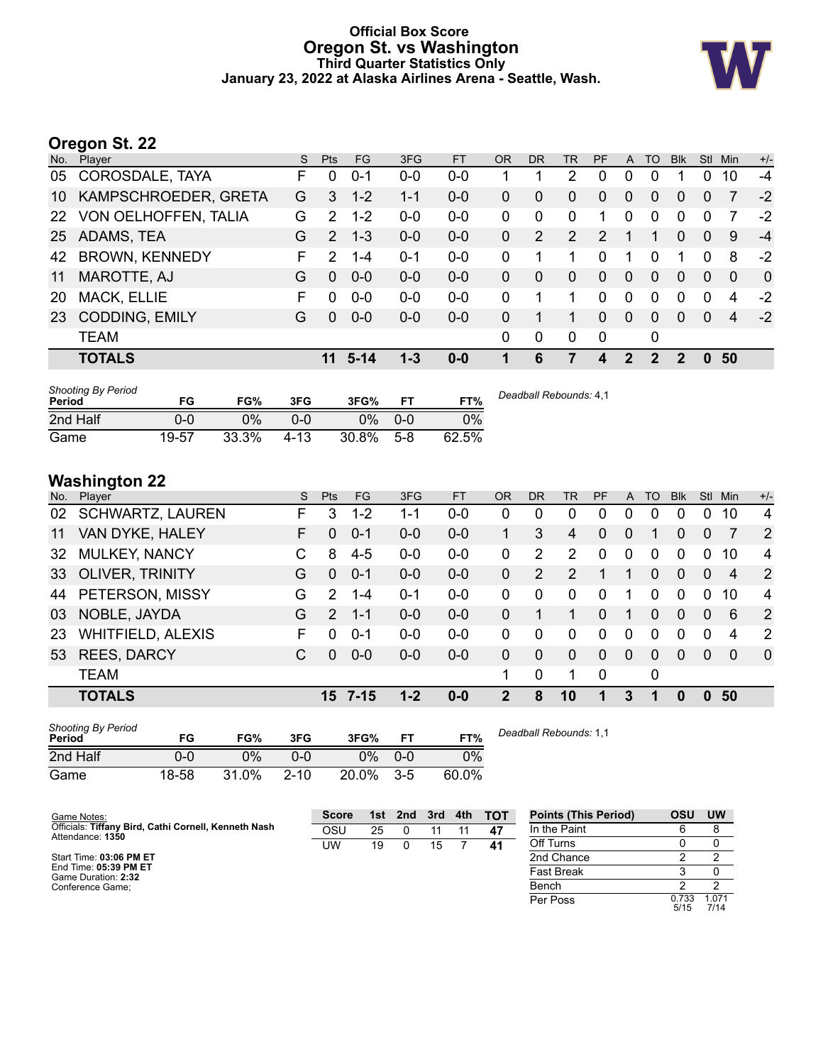# Official Box Score
# Oregon St. vs Washington
### Third Quarter Statistics Only
### January 23, 2022 at Alaska Airlines Arena - Seattle, Wash.

## Oregon St. 22

| No. | Player | S | Pts | FG | 3FG | FT | OR | DR | TR | PF | A | TO | Blk | Stl | Min | +/- |
|---|---|---|---|---|---|---|---|---|---|---|---|---|---|---|---|---|
| 05 | COROSDALE, TAYA | F | 0 | 0-1 | 0-0 | 0-0 | 1 | 1 | 2 | 0 | 0 | 0 | 1 | 0 | 10 | -4 |
| 10 | KAMPSCHROEDER, GRETA | G | 3 | 1-2 | 1-1 | 0-0 | 0 | 0 | 0 | 0 | 0 | 0 | 0 | 0 | 7 | -2 |
| 22 | VON OELHOFFEN, TALIA | G | 2 | 1-2 | 0-0 | 0-0 | 0 | 0 | 0 | 1 | 0 | 0 | 0 | 0 | 7 | -2 |
| 25 | ADAMS, TEA | G | 2 | 1-3 | 0-0 | 0-0 | 0 | 2 | 2 | 2 | 1 | 1 | 0 | 0 | 9 | -4 |
| 42 | BROWN, KENNEDY | F | 2 | 1-4 | 0-1 | 0-0 | 0 | 1 | 1 | 0 | 1 | 0 | 1 | 0 | 8 | -2 |
| 11 | MAROTTE, AJ | G | 0 | 0-0 | 0-0 | 0-0 | 0 | 0 | 0 | 0 | 0 | 0 | 0 | 0 | 0 | 0 |
| 20 | MACK, ELLIE | F | 0 | 0-0 | 0-0 | 0-0 | 0 | 1 | 1 | 0 | 0 | 0 | 0 | 0 | 4 | -2 |
| 23 | CODDING, EMILY | G | 0 | 0-0 | 0-0 | 0-0 | 0 | 1 | 1 | 0 | 0 | 0 | 0 | 0 | 4 | -2 |
| | TEAM | | | | | | 0 | 0 | 0 | 0 | | 0 | | | | |
| | **TOTALS** | | **11** | **5-14** | **1-3** | **0-0** | **1** | **6** | **7** | **4** | **2** | **2** | **2** | **0** | **50** | |

| Shooting By Period Period | FG | FG% | 3FG | 3FG% | FT | FT% |
|---|---|---|---|---|---|---|
| 2nd Half | 0-0 | 0% | 0-0 | 0% | 0-0 | 0% |
| Game | 19-57 | 33.3% | 4-13 | 30.8% | 5-8 | 62.5% |

*Deadball Rebounds:* 4,1

## Washington 22

| No. | Player | S | Pts | FG | 3FG | FT | OR | DR | TR | PF | A | TO | Blk | Stl | Min | +/- |
|---|---|---|---|---|---|---|---|---|---|---|---|---|---|---|---|---|
| 02 | SCHWARTZ, LAUREN | F | 3 | 1-2 | 1-1 | 0-0 | 0 | 0 | 0 | 0 | 0 | 0 | 0 | 0 | 10 | 4 |
| 11 | VAN DYKE, HALEY | F | 0 | 0-1 | 0-0 | 0-0 | 1 | 3 | 4 | 0 | 0 | 1 | 0 | 0 | 7 | 2 |
| 32 | MULKEY, NANCY | C | 8 | 4-5 | 0-0 | 0-0 | 0 | 2 | 2 | 0 | 0 | 0 | 0 | 0 | 10 | 4 |
| 33 | OLIVER, TRINITY | G | 0 | 0-1 | 0-0 | 0-0 | 0 | 2 | 2 | 1 | 1 | 0 | 0 | 0 | 4 | 2 |
| 44 | PETERSON, MISSY | G | 2 | 1-4 | 0-1 | 0-0 | 0 | 0 | 0 | 0 | 1 | 0 | 0 | 0 | 10 | 4 |
| 03 | NOBLE, JAYDA | G | 2 | 1-1 | 0-0 | 0-0 | 0 | 1 | 1 | 0 | 1 | 0 | 0 | 0 | 6 | 2 |
| 23 | WHITFIELD, ALEXIS | F | 0 | 0-1 | 0-0 | 0-0 | 0 | 0 | 0 | 0 | 0 | 0 | 0 | 0 | 4 | 2 |
| 53 | REES, DARCY | C | 0 | 0-0 | 0-0 | 0-0 | 0 | 0 | 0 | 0 | 0 | 0 | 0 | 0 | 0 | 0 |
| | TEAM | | | | | | 1 | 0 | 1 | 0 | | 0 | | | | |
| | **TOTALS** | | **15** | **7-15** | **1-2** | **0-0** | **2** | **8** | **10** | **1** | **3** | **1** | **0** | **0** | **50** | |

| Shooting By Period Period | FG | FG% | 3FG | 3FG% | FT | FT% |
|---|---|---|---|---|---|---|
| 2nd Half | 0-0 | 0% | 0-0 | 0% | 0-0 | 0% |
| Game | 18-58 | 31.0% | 2-10 | 20.0% | 3-5 | 60.0% |

*Deadball Rebounds:* 1,1

Game Notes:
Officials: **Tiffany Bird, Cathi Cornell, Kenneth Nash**
Attendance: **1350**

Start Time: **03:06 PM ET**
End Time: **05:39 PM ET**
Game Duration: **2:32**
Conference Game;

| Score | 1st | 2nd | 3rd | 4th | TOT |
|---|---|---|---|---|---|
| OSU | 25 | 0 | 11 | 11 | **47** |
| UW | 19 | 0 | 15 | 7 | **41** |

| Points (This Period) | OSU | UW |
|---|---|---|
| In the Paint | 6 | 8 |
| Off Turns | 0 | 0 |
| 2nd Chance | 2 | 2 |
| Fast Break | 3 | 0 |
| Bench | 2 | 2 |
| Per Poss | 0.733 5/15 | 1.071 7/14 |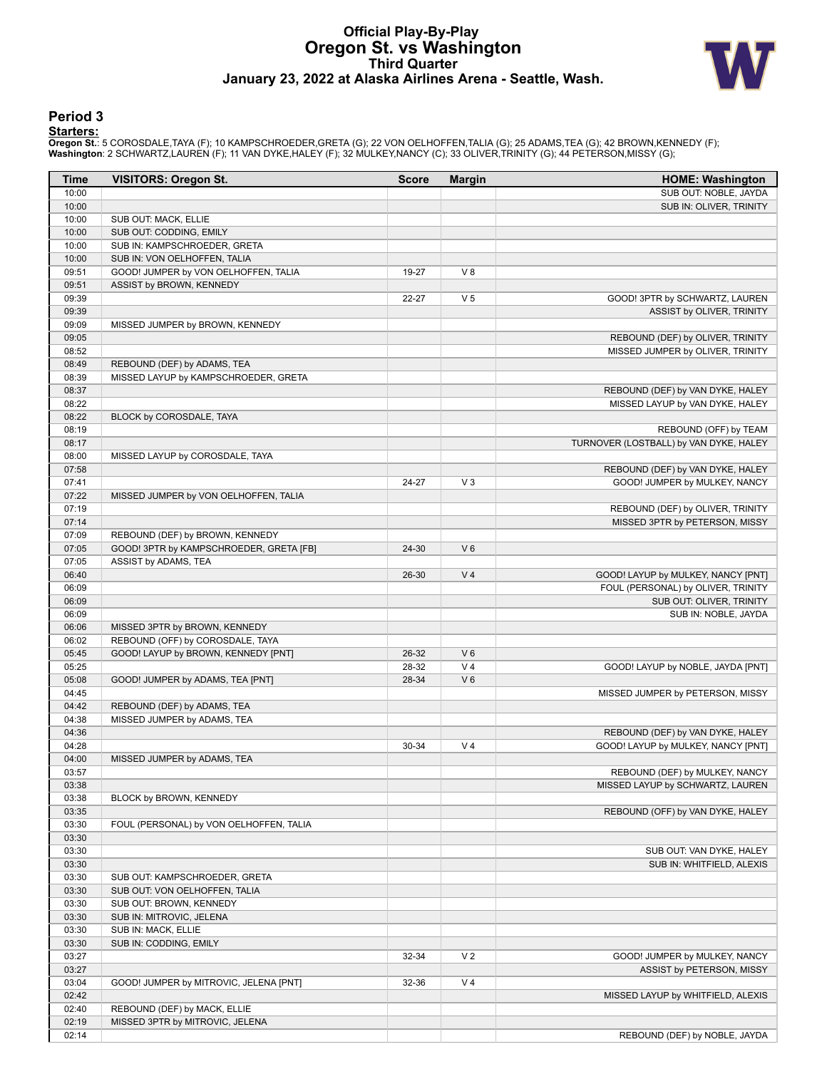# Official Play-By-Play
# Oregon St. vs Washington
## Third Quarter
## January 23, 2022 at Alaska Airlines Arena - Seattle, Wash.

### Period 3

**Starters:**

**Oregon St.**: 5 COROSDALE,TAYA (F); 10 KAMPSCHROEDER,GRETA (G); 22 VON OELHOFFEN,TALIA (G); 25 ADAMS,TEA (G); 42 BROWN,KENNEDY (F);
**Washington**: 2 SCHWARTZ,LAUREN (F); 11 VAN DYKE,HALEY (F); 32 MULKEY,NANCY (C); 33 OLIVER,TRINITY (G); 44 PETERSON,MISSY (G);

| Time | VISITORS: Oregon St. | Score | Margin | HOME: Washington |
|---|---|---|---|---|
| 10:00 | | | | SUB OUT: NOBLE, JAYDA |
| 10:00 | | | | SUB IN: OLIVER, TRINITY |
| 10:00 | SUB OUT: MACK, ELLIE | | | |
| 10:00 | SUB OUT: CODDING, EMILY | | | |
| 10:00 | SUB IN: KAMPSCHROEDER, GRETA | | | |
| 10:00 | SUB IN: VON OELHOFFEN, TALIA | | | |
| 09:51 | GOOD! JUMPER by VON OELHOFFEN, TALIA | 19-27 | V 8 | |
| 09:51 | ASSIST by BROWN, KENNEDY | | | |
| 09:39 | | 22-27 | V 5 | GOOD! 3PTR by SCHWARTZ, LAUREN |
| 09:39 | | | | ASSIST by OLIVER, TRINITY |
| 09:09 | MISSED JUMPER by BROWN, KENNEDY | | | |
| 09:05 | | | | REBOUND (DEF) by OLIVER, TRINITY |
| 08:52 | | | | MISSED JUMPER by OLIVER, TRINITY |
| 08:49 | REBOUND (DEF) by ADAMS, TEA | | | |
| 08:39 | MISSED LAYUP by KAMPSCHROEDER, GRETA | | | |
| 08:37 | | | | REBOUND (DEF) by VAN DYKE, HALEY |
| 08:22 | | | | MISSED LAYUP by VAN DYKE, HALEY |
| 08:22 | BLOCK by COROSDALE, TAYA | | | |
| 08:19 | | | | REBOUND (OFF) by TEAM |
| 08:17 | | | | TURNOVER (LOSTBALL) by VAN DYKE, HALEY |
| 08:00 | MISSED LAYUP by COROSDALE, TAYA | | | |
| 07:58 | | | | REBOUND (DEF) by VAN DYKE, HALEY |
| 07:41 | | 24-27 | V 3 | GOOD! JUMPER by MULKEY, NANCY |
| 07:22 | MISSED JUMPER by VON OELHOFFEN, TALIA | | | |
| 07:19 | | | | REBOUND (DEF) by OLIVER, TRINITY |
| 07:14 | | | | MISSED 3PTR by PETERSON, MISSY |
| 07:09 | REBOUND (DEF) by BROWN, KENNEDY | | | |
| 07:05 | GOOD! 3PTR by KAMPSCHROEDER, GRETA [FB] | 24-30 | V 6 | |
| 07:05 | ASSIST by ADAMS, TEA | | | |
| 06:40 | | 26-30 | V 4 | GOOD! LAYUP by MULKEY, NANCY [PNT] |
| 06:09 | | | | FOUL (PERSONAL) by OLIVER, TRINITY |
| 06:09 | | | | SUB OUT: OLIVER, TRINITY |
| 06:09 | | | | SUB IN: NOBLE, JAYDA |
| 06:06 | MISSED 3PTR by BROWN, KENNEDY | | | |
| 06:02 | REBOUND (OFF) by COROSDALE, TAYA | | | |
| 05:45 | GOOD! LAYUP by BROWN, KENNEDY [PNT] | 26-32 | V 6 | |
| 05:25 | | 28-32 | V 4 | GOOD! LAYUP by NOBLE, JAYDA [PNT] |
| 05:08 | GOOD! JUMPER by ADAMS, TEA [PNT] | 28-34 | V 6 | |
| 04:45 | | | | MISSED JUMPER by PETERSON, MISSY |
| 04:42 | REBOUND (DEF) by ADAMS, TEA | | | |
| 04:38 | MISSED JUMPER by ADAMS, TEA | | | |
| 04:36 | | | | REBOUND (DEF) by VAN DYKE, HALEY |
| 04:28 | | 30-34 | V 4 | GOOD! LAYUP by MULKEY, NANCY [PNT] |
| 04:00 | MISSED JUMPER by ADAMS, TEA | | | |
| 03:57 | | | | REBOUND (DEF) by MULKEY, NANCY |
| 03:38 | | | | MISSED LAYUP by SCHWARTZ, LAUREN |
| 03:38 | BLOCK by BROWN, KENNEDY | | | |
| 03:35 | | | | REBOUND (OFF) by VAN DYKE, HALEY |
| 03:30 | FOUL (PERSONAL) by VON OELHOFFEN, TALIA | | | |
| 03:30 | | | | |
| 03:30 | | | | SUB OUT: VAN DYKE, HALEY |
| 03:30 | | | | SUB IN: WHITFIELD, ALEXIS |
| 03:30 | SUB OUT: KAMPSCHROEDER, GRETA | | | |
| 03:30 | SUB OUT: VON OELHOFFEN, TALIA | | | |
| 03:30 | SUB OUT: BROWN, KENNEDY | | | |
| 03:30 | SUB IN: MITROVIC, JELENA | | | |
| 03:30 | SUB IN: MACK, ELLIE | | | |
| 03:30 | SUB IN: CODDING, EMILY | | | |
| 03:27 | | 32-34 | V 2 | GOOD! JUMPER by MULKEY, NANCY |
| 03:27 | | | | ASSIST by PETERSON, MISSY |
| 03:04 | GOOD! JUMPER by MITROVIC, JELENA [PNT] | 32-36 | V 4 | |
| 02:42 | | | | MISSED LAYUP by WHITFIELD, ALEXIS |
| 02:40 | REBOUND (DEF) by MACK, ELLIE | | | |
| 02:19 | MISSED 3PTR by MITROVIC, JELENA | | | |
| 02:14 | | | | REBOUND (DEF) by NOBLE, JAYDA |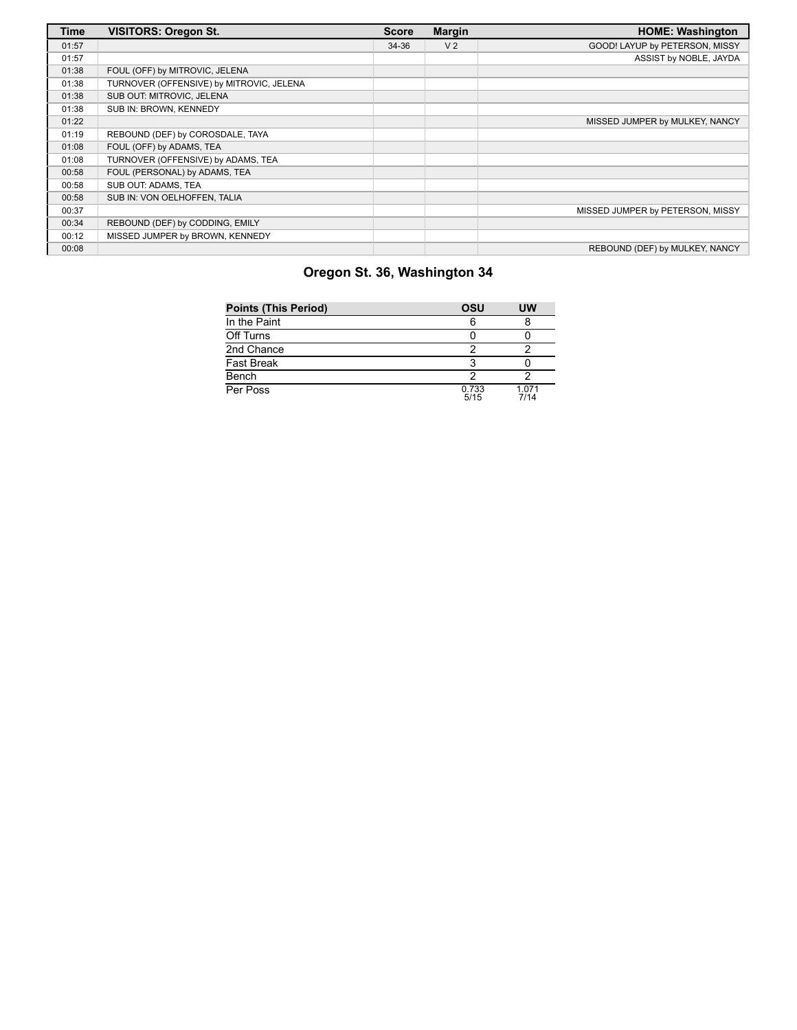| Time | VISITORS: Oregon St. | Score | Margin | HOME: Washington |
| --- | --- | --- | --- | --- |
| 01:57 | | 34-36 | V 2 | GOOD! LAYUP by PETERSON, MISSY |
| 01:57 | | | | ASSIST by NOBLE, JAYDA |
| 01:38 | FOUL (OFF) by MITROVIC, JELENA | | | |
| 01:38 | TURNOVER (OFFENSIVE) by MITROVIC, JELENA | | | |
| 01:38 | SUB OUT: MITROVIC, JELENA | | | |
| 01:38 | SUB IN: BROWN, KENNEDY | | | |
| 01:22 | | | | MISSED JUMPER by MULKEY, NANCY |
| 01:19 | REBOUND (DEF) by COROSDALE, TAYA | | | |
| 01:08 | FOUL (OFF) by ADAMS, TEA | | | |
| 01:08 | TURNOVER (OFFENSIVE) by ADAMS, TEA | | | |
| 00:58 | FOUL (PERSONAL) by ADAMS, TEA | | | |
| 00:58 | SUB OUT: ADAMS, TEA | | | |
| 00:58 | SUB IN: VON OELHOFFEN, TALIA | | | |
| 00:37 | | | | MISSED JUMPER by PETERSON, MISSY |
| 00:34 | REBOUND (DEF) by CODDING, EMILY | | | |
| 00:12 | MISSED JUMPER by BROWN, KENNEDY | | | |
| 00:08 | | | | REBOUND (DEF) by MULKEY, NANCY |

## Oregon St. 36, Washington 34

| Points (This Period) | OSU | UW |
| --- | --- | --- |
| In the Paint | 6 | 8 |
| Off Turns | 0 | 0 |
| 2nd Chance | 2 | 2 |
| Fast Break | 3 | 0 |
| Bench | 2 | 2 |
| Per Poss | 0.733 5/15 | 1.071 7/14 |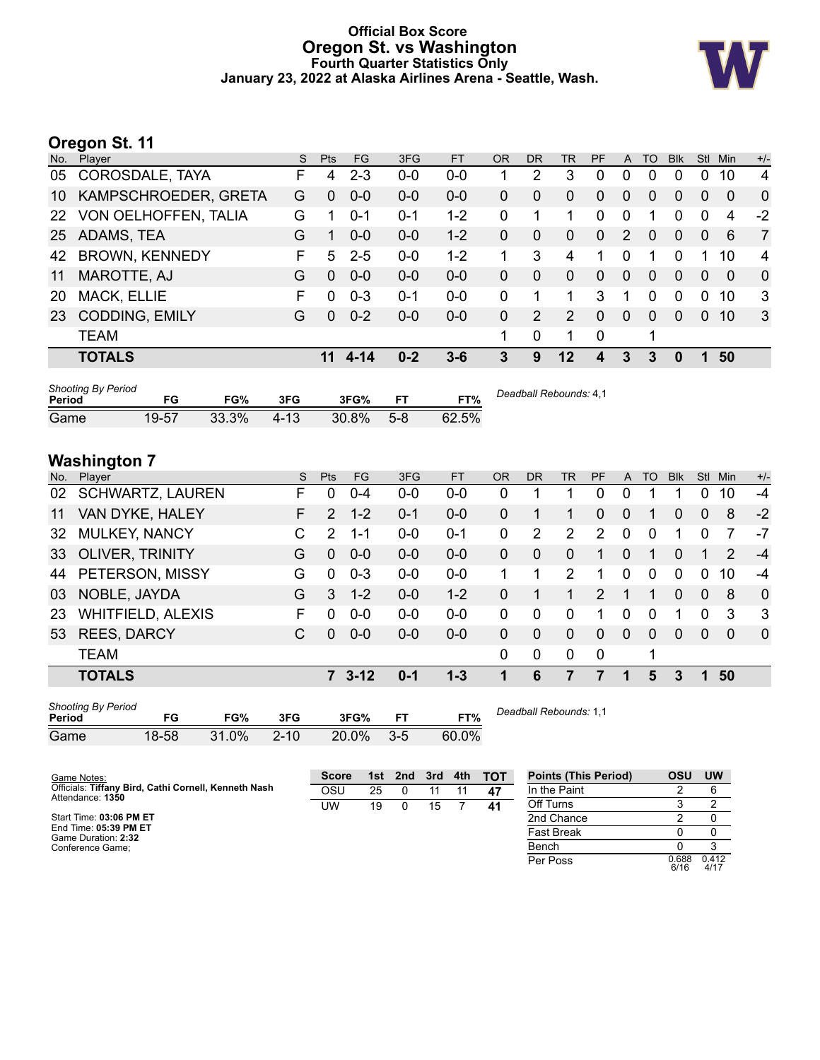# Official Box Score
# Oregon St. vs Washington
### Fourth Quarter Statistics Only
### January 23, 2022 at Alaska Airlines Arena - Seattle, Wash.

## Oregon St. 11

| No. | Player | S | Pts | FG | 3FG | FT | OR | DR | TR | PF | A | TO | Blk | Stl | Min | +/- |
|---|---|---|---|---|---|---|---|---|---|---|---|---|---|---|---|---|
| 05 | COROSDALE, TAYA | F | 4 | 2-3 | 0-0 | 0-0 | 1 | 2 | 3 | 0 | 0 | 0 | 0 | 0 | 10 | 4 |
| 10 | KAMPSCHROEDER, GRETA | G | 0 | 0-0 | 0-0 | 0-0 | 0 | 0 | 0 | 0 | 0 | 0 | 0 | 0 | 0 | 0 |
| 22 | VON OELHOFFEN, TALIA | G | 1 | 0-1 | 0-1 | 1-2 | 0 | 1 | 1 | 0 | 0 | 1 | 0 | 0 | 4 | -2 |
| 25 | ADAMS, TEA | G | 1 | 0-0 | 0-0 | 1-2 | 0 | 0 | 0 | 0 | 2 | 0 | 0 | 0 | 6 | 7 |
| 42 | BROWN, KENNEDY | F | 5 | 2-5 | 0-0 | 1-2 | 1 | 3 | 4 | 1 | 0 | 1 | 0 | 1 | 10 | 4 |
| 11 | MAROTTE, AJ | G | 0 | 0-0 | 0-0 | 0-0 | 0 | 0 | 0 | 0 | 0 | 0 | 0 | 0 | 0 | 0 |
| 20 | MACK, ELLIE | F | 0 | 0-3 | 0-1 | 0-0 | 0 | 1 | 1 | 3 | 1 | 0 | 0 | 0 | 10 | 3 |
| 23 | CODDING, EMILY | G | 0 | 0-2 | 0-0 | 0-0 | 0 | 2 | 2 | 0 | 0 | 0 | 0 | 0 | 10 | 3 |
| | TEAM | | | | | | 1 | 0 | 1 | 0 | | 1 | | | | |
| | **TOTALS** | | **11** | **4-14** | **0-2** | **3-6** | **3** | **9** | **12** | **4** | **3** | **3** | **0** | **1** | **50** | |

| Shooting By Period Period | FG | FG% | 3FG | 3FG% | FT | FT% |
|---|---|---|---|---|---|---|
| Game | 19-57 | 33.3% | 4-13 | 30.8% | 5-8 | 62.5% |

*Deadball Rebounds:* 4,1

## Washington 7

| No. | Player | S | Pts | FG | 3FG | FT | OR | DR | TR | PF | A | TO | Blk | Stl | Min | +/- |
|---|---|---|---|---|---|---|---|---|---|---|---|---|---|---|---|---|
| 02 | SCHWARTZ, LAUREN | F | 0 | 0-4 | 0-0 | 0-0 | 0 | 1 | 1 | 0 | 0 | 1 | 1 | 0 | 10 | -4 |
| 11 | VAN DYKE, HALEY | F | 2 | 1-2 | 0-1 | 0-0 | 0 | 1 | 1 | 0 | 0 | 1 | 0 | 0 | 8 | -2 |
| 32 | MULKEY, NANCY | C | 2 | 1-1 | 0-0 | 0-1 | 0 | 2 | 2 | 2 | 0 | 0 | 1 | 0 | 7 | -7 |
| 33 | OLIVER, TRINITY | G | 0 | 0-0 | 0-0 | 0-0 | 0 | 0 | 0 | 1 | 0 | 1 | 0 | 1 | 2 | -4 |
| 44 | PETERSON, MISSY | G | 0 | 0-3 | 0-0 | 0-0 | 1 | 1 | 2 | 1 | 0 | 0 | 0 | 0 | 10 | -4 |
| 03 | NOBLE, JAYDA | G | 3 | 1-2 | 0-0 | 1-2 | 0 | 1 | 1 | 2 | 1 | 1 | 0 | 0 | 8 | 0 |
| 23 | WHITFIELD, ALEXIS | F | 0 | 0-0 | 0-0 | 0-0 | 0 | 0 | 0 | 1 | 0 | 0 | 1 | 0 | 3 | 3 |
| 53 | REES, DARCY | C | 0 | 0-0 | 0-0 | 0-0 | 0 | 0 | 0 | 0 | 0 | 0 | 0 | 0 | 0 | 0 |
| | TEAM | | | | | | 0 | 0 | 0 | 0 | | 1 | | | | |
| | **TOTALS** | | **7** | **3-12** | **0-1** | **1-3** | **1** | **6** | **7** | **7** | **1** | **5** | **3** | **1** | **50** | |

| Shooting By Period Period | FG | FG% | 3FG | 3FG% | FT | FT% |
|---|---|---|---|---|---|---|
| Game | 18-58 | 31.0% | 2-10 | 20.0% | 3-5 | 60.0% |

*Deadball Rebounds:* 1,1

Game Notes:
Officials: **Tiffany Bird, Cathi Cornell, Kenneth Nash**
Attendance: **1350**

Start Time: **03:06 PM ET**
End Time: **05:39 PM ET**
Game Duration: **2:32**
Conference Game;

| Score | 1st | 2nd | 3rd | 4th | TOT |
|---|---|---|---|---|---|
| OSU | 25 | 0 | 11 | 11 | **47** |
| UW | 19 | 0 | 15 | 7 | **41** |

| Points (This Period) | OSU | UW |
|---|---|---|
| In the Paint | 2 | 6 |
| Off Turns | 3 | 2 |
| 2nd Chance | 2 | 0 |
| Fast Break | 0 | 0 |
| Bench | 0 | 3 |
| Per Poss | 0.688 6/16 | 0.412 4/17 |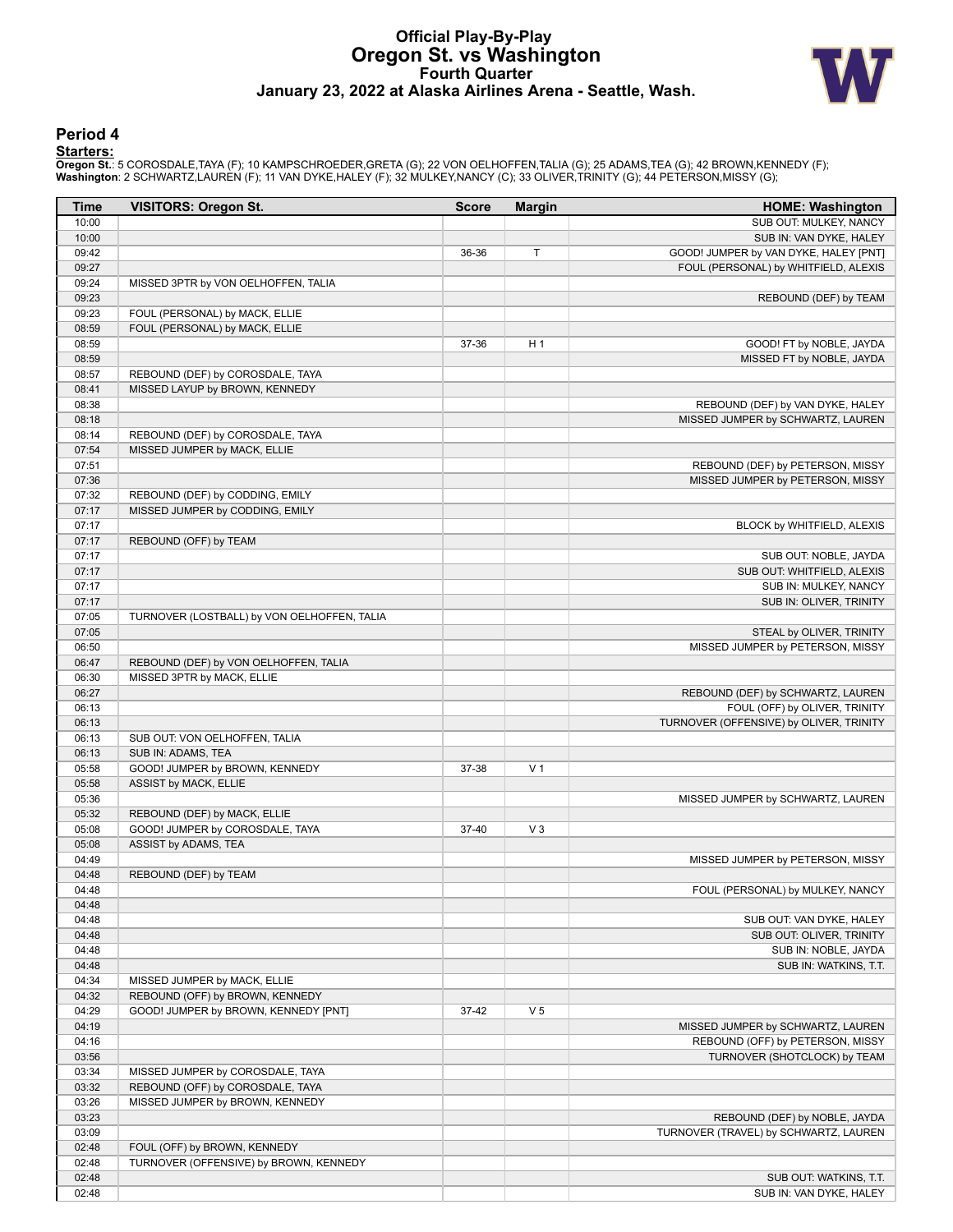# Official Play-By-Play
# Oregon St. vs Washington
## Fourth Quarter
## January 23, 2022 at Alaska Airlines Arena - Seattle, Wash.

### Period 4

**Starters:**

**Oregon St.**: 5 COROSDALE,TAYA (F); 10 KAMPSCHROEDER,GRETA (G); 22 VON OELHOFFEN,TALIA (G); 25 ADAMS,TEA (G); 42 BROWN,KENNEDY (F);
**Washington**: 2 SCHWARTZ,LAUREN (F); 11 VAN DYKE,HALEY (F); 32 MULKEY,NANCY (C); 33 OLIVER,TRINITY (G); 44 PETERSON,MISSY (G);

| Time | VISITORS: Oregon St. | Score | Margin | HOME: Washington |
|---|---|---|---|---|
| 10:00 | | | | SUB OUT: MULKEY, NANCY |
| 10:00 | | | | SUB IN: VAN DYKE, HALEY |
| 09:42 | | 36-36 | T | GOOD! JUMPER by VAN DYKE, HALEY [PNT] |
| 09:27 | | | | FOUL (PERSONAL) by WHITFIELD, ALEXIS |
| 09:24 | MISSED 3PTR by VON OELHOFFEN, TALIA | | | |
| 09:23 | | | | REBOUND (DEF) by TEAM |
| 09:23 | FOUL (PERSONAL) by MACK, ELLIE | | | |
| 08:59 | FOUL (PERSONAL) by MACK, ELLIE | | | |
| 08:59 | | 37-36 | H 1 | GOOD! FT by NOBLE, JAYDA |
| 08:59 | | | | MISSED FT by NOBLE, JAYDA |
| 08:57 | REBOUND (DEF) by COROSDALE, TAYA | | | |
| 08:41 | MISSED LAYUP by BROWN, KENNEDY | | | |
| 08:38 | | | | REBOUND (DEF) by VAN DYKE, HALEY |
| 08:18 | | | | MISSED JUMPER by SCHWARTZ, LAUREN |
| 08:14 | REBOUND (DEF) by COROSDALE, TAYA | | | |
| 07:54 | MISSED JUMPER by MACK, ELLIE | | | |
| 07:51 | | | | REBOUND (DEF) by PETERSON, MISSY |
| 07:36 | | | | MISSED JUMPER by PETERSON, MISSY |
| 07:32 | REBOUND (DEF) by CODDING, EMILY | | | |
| 07:17 | MISSED JUMPER by CODDING, EMILY | | | |
| 07:17 | | | | BLOCK by WHITFIELD, ALEXIS |
| 07:17 | REBOUND (OFF) by TEAM | | | |
| 07:17 | | | | SUB OUT: NOBLE, JAYDA |
| 07:17 | | | | SUB OUT: WHITFIELD, ALEXIS |
| 07:17 | | | | SUB IN: MULKEY, NANCY |
| 07:17 | | | | SUB IN: OLIVER, TRINITY |
| 07:05 | TURNOVER (LOSTBALL) by VON OELHOFFEN, TALIA | | | |
| 07:05 | | | | STEAL by OLIVER, TRINITY |
| 06:50 | | | | MISSED JUMPER by PETERSON, MISSY |
| 06:47 | REBOUND (DEF) by VON OELHOFFEN, TALIA | | | |
| 06:30 | MISSED 3PTR by MACK, ELLIE | | | |
| 06:27 | | | | REBOUND (DEF) by SCHWARTZ, LAUREN |
| 06:13 | | | | FOUL (OFF) by OLIVER, TRINITY |
| 06:13 | | | | TURNOVER (OFFENSIVE) by OLIVER, TRINITY |
| 06:13 | SUB OUT: VON OELHOFFEN, TALIA | | | |
| 06:13 | SUB IN: ADAMS, TEA | | | |
| 05:58 | GOOD! JUMPER by BROWN, KENNEDY | 37-38 | V 1 | |
| 05:58 | ASSIST by MACK, ELLIE | | | |
| 05:36 | | | | MISSED JUMPER by SCHWARTZ, LAUREN |
| 05:32 | REBOUND (DEF) by MACK, ELLIE | | | |
| 05:08 | GOOD! JUMPER by COROSDALE, TAYA | 37-40 | V 3 | |
| 05:08 | ASSIST by ADAMS, TEA | | | |
| 04:49 | | | | MISSED JUMPER by PETERSON, MISSY |
| 04:48 | REBOUND (DEF) by TEAM | | | |
| 04:48 | | | | FOUL (PERSONAL) by MULKEY, NANCY |
| 04:48 | | | | |
| 04:48 | | | | SUB OUT: VAN DYKE, HALEY |
| 04:48 | | | | SUB OUT: OLIVER, TRINITY |
| 04:48 | | | | SUB IN: NOBLE, JAYDA |
| 04:48 | | | | SUB IN: WATKINS, T.T. |
| 04:34 | MISSED JUMPER by MACK, ELLIE | | | |
| 04:32 | REBOUND (OFF) by BROWN, KENNEDY | | | |
| 04:29 | GOOD! JUMPER by BROWN, KENNEDY [PNT] | 37-42 | V 5 | |
| 04:19 | | | | MISSED JUMPER by SCHWARTZ, LAUREN |
| 04:16 | | | | REBOUND (OFF) by PETERSON, MISSY |
| 03:56 | | | | TURNOVER (SHOTCLOCK) by TEAM |
| 03:34 | MISSED JUMPER by COROSDALE, TAYA | | | |
| 03:32 | REBOUND (OFF) by COROSDALE, TAYA | | | |
| 03:26 | MISSED JUMPER by BROWN, KENNEDY | | | |
| 03:23 | | | | REBOUND (DEF) by NOBLE, JAYDA |
| 03:09 | | | | TURNOVER (TRAVEL) by SCHWARTZ, LAUREN |
| 02:48 | FOUL (OFF) by BROWN, KENNEDY | | | |
| 02:48 | TURNOVER (OFFENSIVE) by BROWN, KENNEDY | | | |
| 02:48 | | | | SUB OUT: WATKINS, T.T. |
| 02:48 | | | | SUB IN: VAN DYKE, HALEY |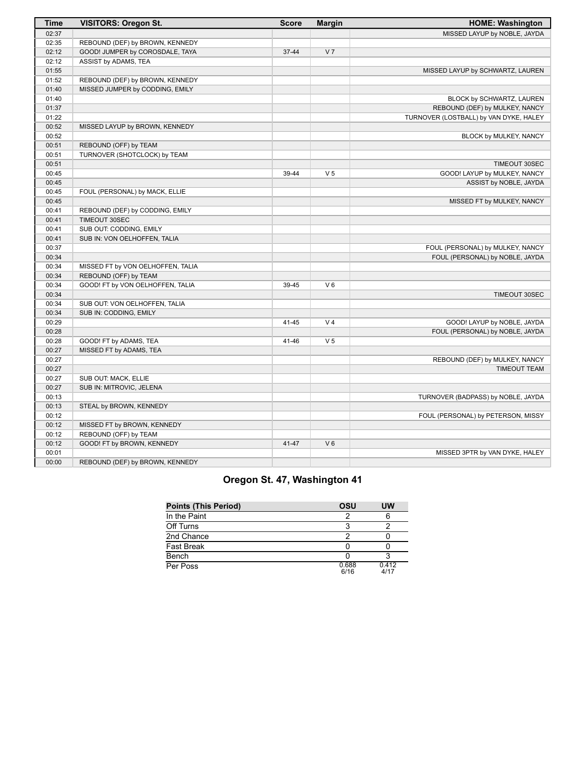| Time | VISITORS: Oregon St. | Score | Margin | HOME: Washington |
|---|---|---|---|---|
| 02:37 | | | | MISSED LAYUP by NOBLE, JAYDA |
| 02:35 | REBOUND (DEF) by BROWN, KENNEDY | | | |
| 02:12 | GOOD! JUMPER by COROSDALE, TAYA | 37-44 | V 7 | |
| 02:12 | ASSIST by ADAMS, TEA | | | |
| 01:55 | | | | MISSED LAYUP by SCHWARTZ, LAUREN |
| 01:52 | REBOUND (DEF) by BROWN, KENNEDY | | | |
| 01:40 | MISSED JUMPER by CODDING, EMILY | | | |
| 01:40 | | | | BLOCK by SCHWARTZ, LAUREN |
| 01:37 | | | | REBOUND (DEF) by MULKEY, NANCY |
| 01:22 | | | | TURNOVER (LOSTBALL) by VAN DYKE, HALEY |
| 00:52 | MISSED LAYUP by BROWN, KENNEDY | | | |
| 00:52 | | | | BLOCK by MULKEY, NANCY |
| 00:51 | REBOUND (OFF) by TEAM | | | |
| 00:51 | TURNOVER (SHOTCLOCK) by TEAM | | | |
| 00:51 | | | | TIMEOUT 30SEC |
| 00:45 | | 39-44 | V 5 | GOOD! LAYUP by MULKEY, NANCY |
| 00:45 | | | | ASSIST by NOBLE, JAYDA |
| 00:45 | FOUL (PERSONAL) by MACK, ELLIE | | | |
| 00:45 | | | | MISSED FT by MULKEY, NANCY |
| 00:41 | REBOUND (DEF) by CODDING, EMILY | | | |
| 00:41 | TIMEOUT 30SEC | | | |
| 00:41 | SUB OUT: CODDING, EMILY | | | |
| 00:41 | SUB IN: VON OELHOFFEN, TALIA | | | |
| 00:37 | | | | FOUL (PERSONAL) by MULKEY, NANCY |
| 00:34 | | | | FOUL (PERSONAL) by NOBLE, JAYDA |
| 00:34 | MISSED FT by VON OELHOFFEN, TALIA | | | |
| 00:34 | REBOUND (OFF) by TEAM | | | |
| 00:34 | GOOD! FT by VON OELHOFFEN, TALIA | 39-45 | V 6 | |
| 00:34 | | | | TIMEOUT 30SEC |
| 00:34 | SUB OUT: VON OELHOFFEN, TALIA | | | |
| 00:34 | SUB IN: CODDING, EMILY | | | |
| 00:29 | | 41-45 | V 4 | GOOD! LAYUP by NOBLE, JAYDA |
| 00:28 | | | | FOUL (PERSONAL) by NOBLE, JAYDA |
| 00:28 | GOOD! FT by ADAMS, TEA | 41-46 | V 5 | |
| 00:27 | MISSED FT by ADAMS, TEA | | | |
| 00:27 | | | | REBOUND (DEF) by MULKEY, NANCY |
| 00:27 | | | | TIMEOUT TEAM |
| 00:27 | SUB OUT: MACK, ELLIE | | | |
| 00:27 | SUB IN: MITROVIC, JELENA | | | |
| 00:13 | | | | TURNOVER (BADPASS) by NOBLE, JAYDA |
| 00:13 | STEAL by BROWN, KENNEDY | | | |
| 00:12 | | | | FOUL (PERSONAL) by PETERSON, MISSY |
| 00:12 | MISSED FT by BROWN, KENNEDY | | | |
| 00:12 | REBOUND (OFF) by TEAM | | | |
| 00:12 | GOOD! FT by BROWN, KENNEDY | 41-47 | V 6 | |
| 00:01 | | | | MISSED 3PTR by VAN DYKE, HALEY |
| 00:00 | REBOUND (DEF) by BROWN, KENNEDY | | | |

## Oregon St. 47, Washington 41

| Points (This Period) | OSU | UW |
|---|---|---|
| In the Paint | 2 | 6 |
| Off Turns | 3 | 2 |
| 2nd Chance | 2 | 0 |
| Fast Break | 0 | 0 |
| Bench | 0 | 3 |
| Per Poss | 0.688 6/16 | 0.412 4/17 |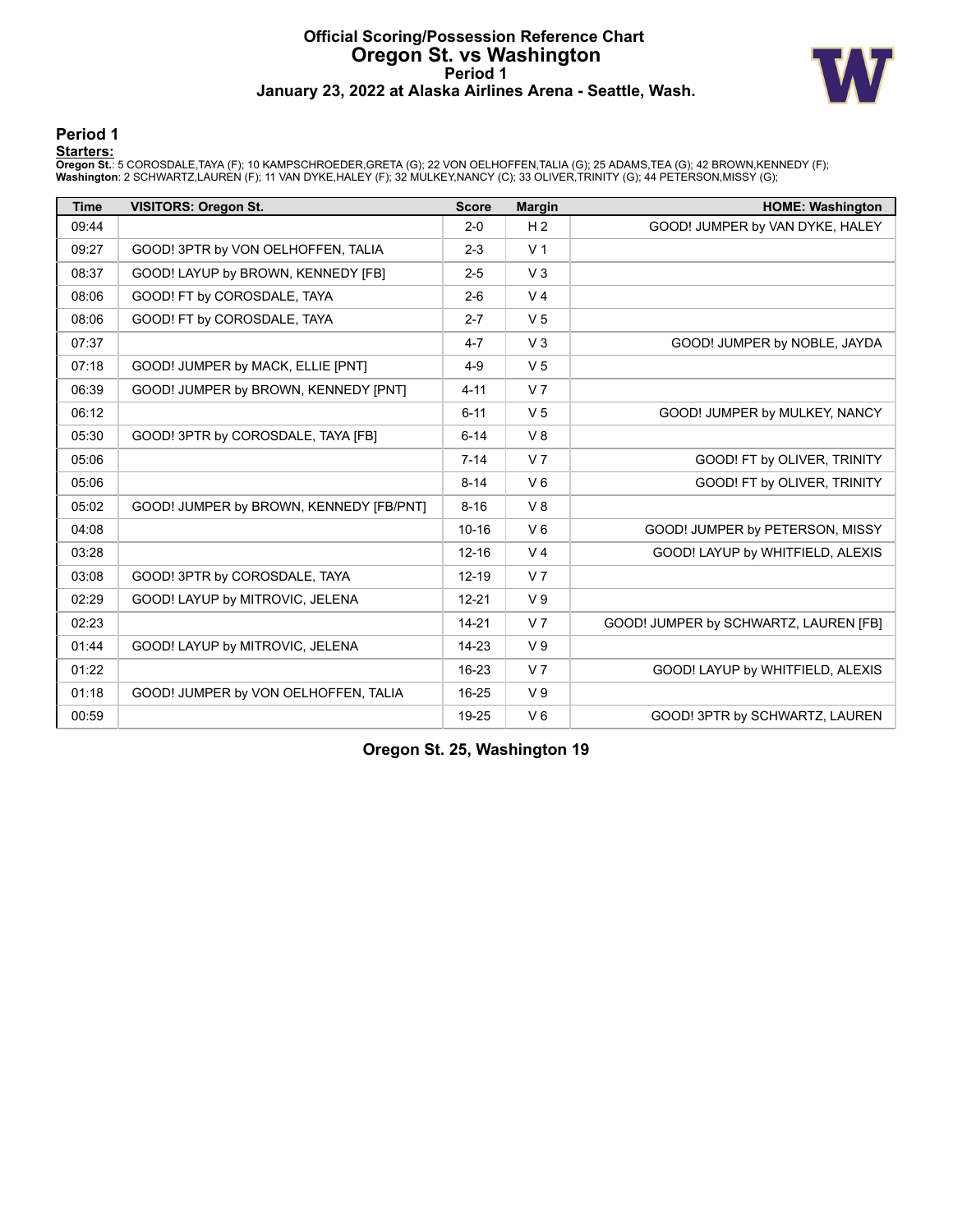# Official Scoring/Possession Reference Chart
## Oregon St. vs Washington
### Period 1
### January 23, 2022 at Alaska Airlines Arena - Seattle, Wash.

## Period 1

**Starters:**

**Oregon St.**: 5 COROSDALE,TAYA (F); 10 KAMPSCHROEDER,GRETA (G); 22 VON OELHOFFEN,TALIA (G); 25 ADAMS,TEA (G); 42 BROWN,KENNEDY (F);
**Washington**: 2 SCHWARTZ,LAUREN (F); 11 VAN DYKE,HALEY (F); 32 MULKEY,NANCY (C); 33 OLIVER,TRINITY (G); 44 PETERSON,MISSY (G);

| Time | VISITORS: Oregon St. | Score | Margin | HOME: Washington |
|---|---|---|---|---|
| 09:44 | | 2-0 | H 2 | GOOD! JUMPER by VAN DYKE, HALEY |
| 09:27 | GOOD! 3PTR by VON OELHOFFEN, TALIA | 2-3 | V 1 | |
| 08:37 | GOOD! LAYUP by BROWN, KENNEDY [FB] | 2-5 | V 3 | |
| 08:06 | GOOD! FT by COROSDALE, TAYA | 2-6 | V 4 | |
| 08:06 | GOOD! FT by COROSDALE, TAYA | 2-7 | V 5 | |
| 07:37 | | 4-7 | V 3 | GOOD! JUMPER by NOBLE, JAYDA |
| 07:18 | GOOD! JUMPER by MACK, ELLIE [PNT] | 4-9 | V 5 | |
| 06:39 | GOOD! JUMPER by BROWN, KENNEDY [PNT] | 4-11 | V 7 | |
| 06:12 | | 6-11 | V 5 | GOOD! JUMPER by MULKEY, NANCY |
| 05:30 | GOOD! 3PTR by COROSDALE, TAYA [FB] | 6-14 | V 8 | |
| 05:06 | | 7-14 | V 7 | GOOD! FT by OLIVER, TRINITY |
| 05:06 | | 8-14 | V 6 | GOOD! FT by OLIVER, TRINITY |
| 05:02 | GOOD! JUMPER by BROWN, KENNEDY [FB/PNT] | 8-16 | V 8 | |
| 04:08 | | 10-16 | V 6 | GOOD! JUMPER by PETERSON, MISSY |
| 03:28 | | 12-16 | V 4 | GOOD! LAYUP by WHITFIELD, ALEXIS |
| 03:08 | GOOD! 3PTR by COROSDALE, TAYA | 12-19 | V 7 | |
| 02:29 | GOOD! LAYUP by MITROVIC, JELENA | 12-21 | V 9 | |
| 02:23 | | 14-21 | V 7 | GOOD! JUMPER by SCHWARTZ, LAUREN [FB] |
| 01:44 | GOOD! LAYUP by MITROVIC, JELENA | 14-23 | V 9 | |
| 01:22 | | 16-23 | V 7 | GOOD! LAYUP by WHITFIELD, ALEXIS |
| 01:18 | GOOD! JUMPER by VON OELHOFFEN, TALIA | 16-25 | V 9 | |
| 00:59 | | 19-25 | V 6 | GOOD! 3PTR by SCHWARTZ, LAUREN |

**Oregon St. 25, Washington 19**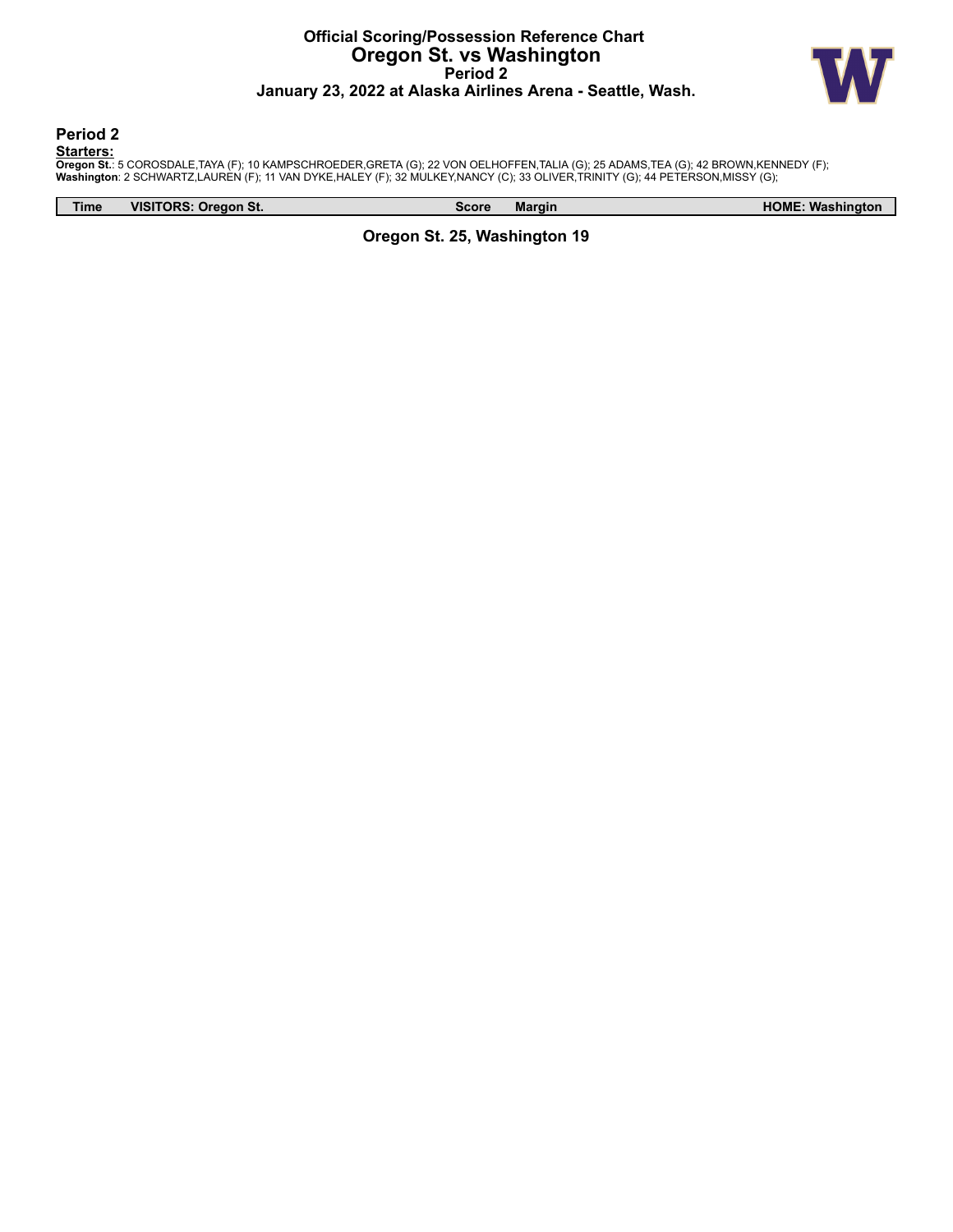# Official Scoring/Possession Reference Chart
## Oregon St. vs Washington
### Period 2
### January 23, 2022 at Alaska Airlines Arena - Seattle, Wash.

## Period 2

**Starters:**

**Oregon St.**: 5 COROSDALE,TAYA (F); 10 KAMPSCHROEDER,GRETA (G); 22 VON OELHOFFEN,TALIA (G); 25 ADAMS,TEA (G); 42 BROWN,KENNEDY (F);
**Washington**: 2 SCHWARTZ,LAUREN (F); 11 VAN DYKE,HALEY (F); 32 MULKEY,NANCY (C); 33 OLIVER,TRINITY (G); 44 PETERSON,MISSY (G);

| Time | VISITORS: Oregon St. | Score | Margin | HOME: Washington |
| --- | --- | --- | --- | --- |

**Oregon St. 25, Washington 19**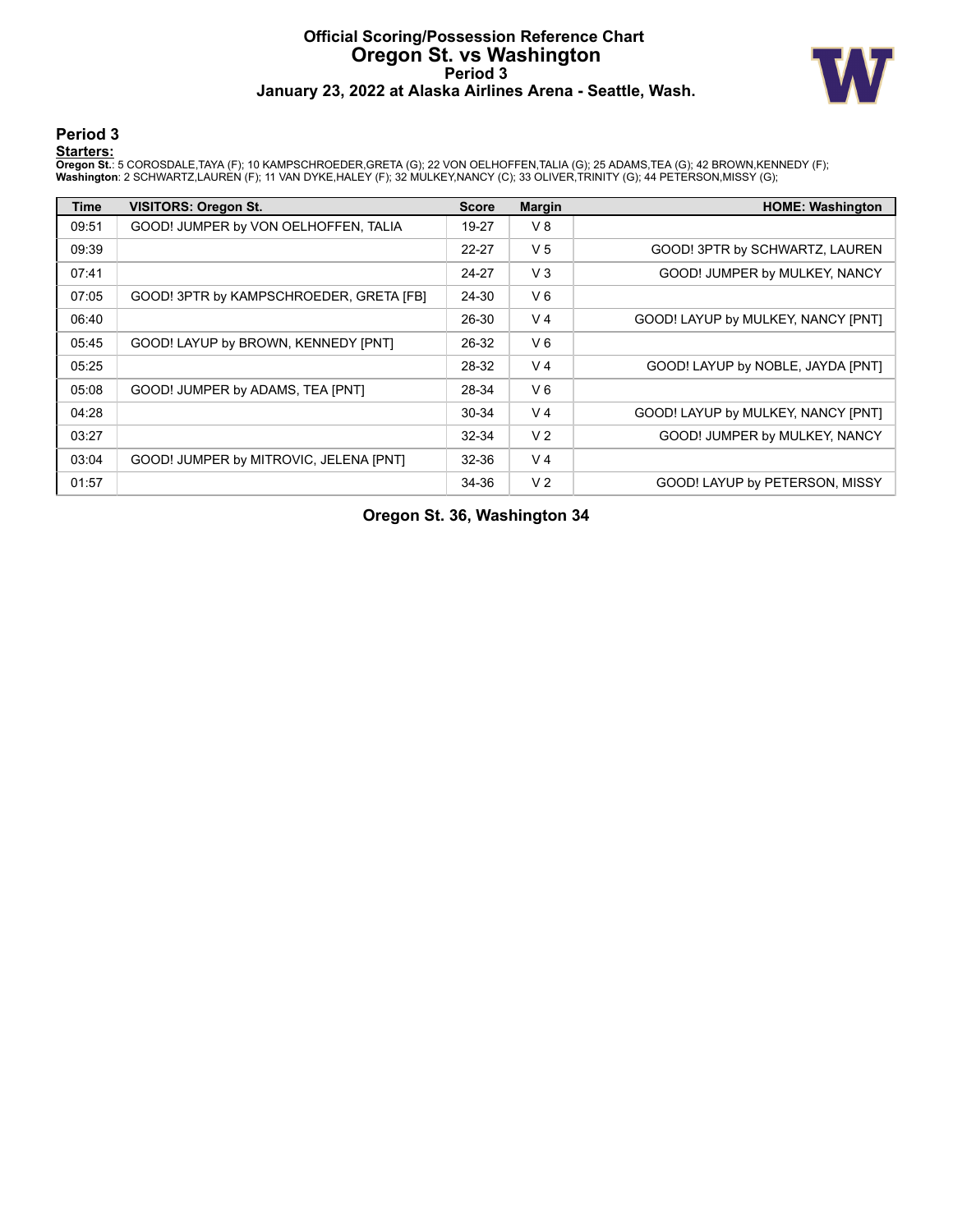# Official Scoring/Possession Reference Chart
# Oregon St. vs Washington
## Period 3
## January 23, 2022 at Alaska Airlines Arena - Seattle, Wash.

### Period 3

**Starters:**

**Oregon St.**: 5 COROSDALE,TAYA (F); 10 KAMPSCHROEDER,GRETA (G); 22 VON OELHOFFEN,TALIA (G); 25 ADAMS,TEA (G); 42 BROWN,KENNEDY (F);
**Washington**: 2 SCHWARTZ,LAUREN (F); 11 VAN DYKE,HALEY (F); 32 MULKEY,NANCY (C); 33 OLIVER,TRINITY (G); 44 PETERSON,MISSY (G);

| Time | VISITORS: Oregon St. | Score | Margin | HOME: Washington |
|---|---|---|---|---|
| 09:51 | GOOD! JUMPER by VON OELHOFFEN, TALIA | 19-27 | V 8 | |
| 09:39 | | 22-27 | V 5 | GOOD! 3PTR by SCHWARTZ, LAUREN |
| 07:41 | | 24-27 | V 3 | GOOD! JUMPER by MULKEY, NANCY |
| 07:05 | GOOD! 3PTR by KAMPSCHROEDER, GRETA [FB] | 24-30 | V 6 | |
| 06:40 | | 26-30 | V 4 | GOOD! LAYUP by MULKEY, NANCY [PNT] |
| 05:45 | GOOD! LAYUP by BROWN, KENNEDY [PNT] | 26-32 | V 6 | |
| 05:25 | | 28-32 | V 4 | GOOD! LAYUP by NOBLE, JAYDA [PNT] |
| 05:08 | GOOD! JUMPER by ADAMS, TEA [PNT] | 28-34 | V 6 | |
| 04:28 | | 30-34 | V 4 | GOOD! LAYUP by MULKEY, NANCY [PNT] |
| 03:27 | | 32-34 | V 2 | GOOD! JUMPER by MULKEY, NANCY |
| 03:04 | GOOD! JUMPER by MITROVIC, JELENA [PNT] | 32-36 | V 4 | |
| 01:57 | | 34-36 | V 2 | GOOD! LAYUP by PETERSON, MISSY |

**Oregon St. 36, Washington 34**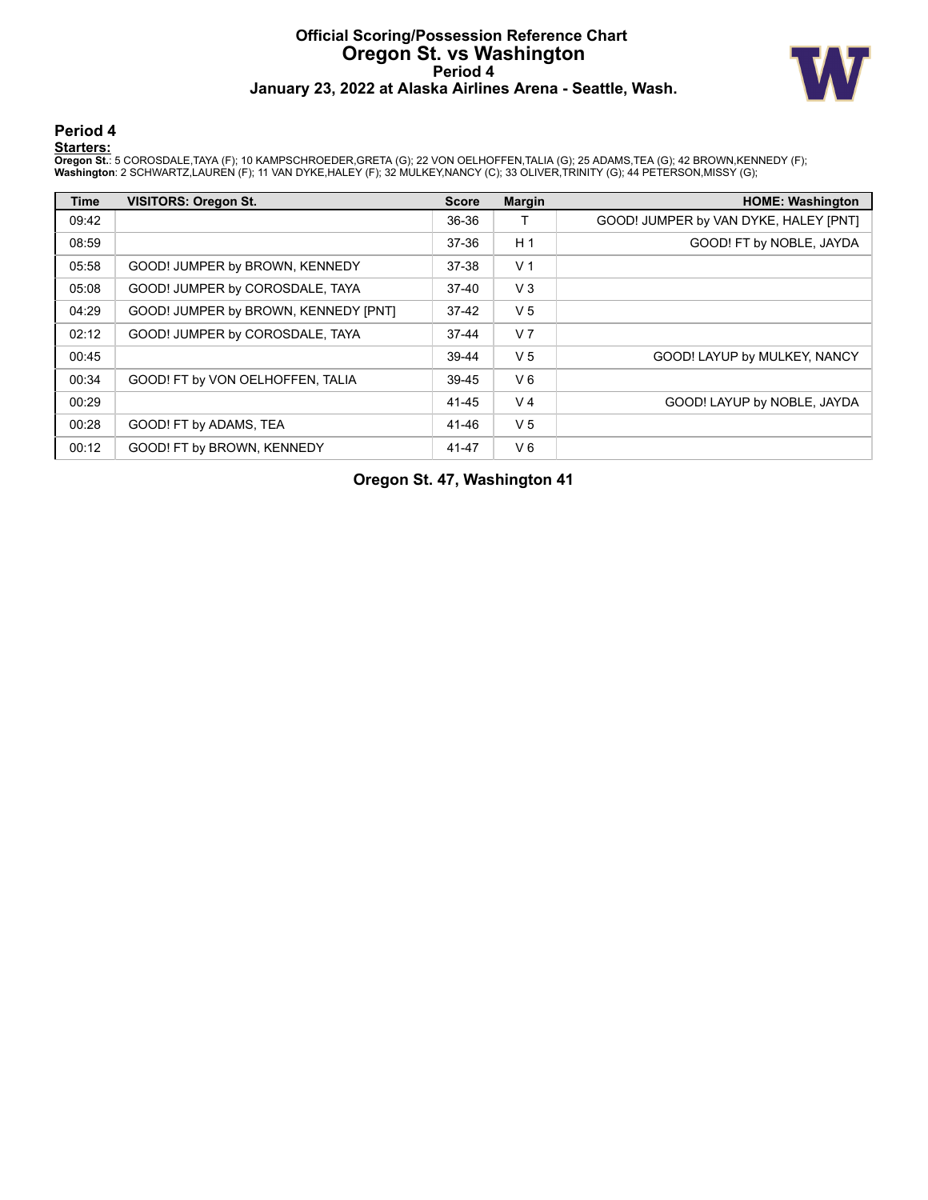# Official Scoring/Possession Reference Chart
# Oregon St. vs Washington
### Period 4
### January 23, 2022 at Alaska Airlines Arena - Seattle, Wash.

## Period 4

**Starters:**

**Oregon St.**: 5 COROSDALE,TAYA (F); 10 KAMPSCHROEDER,GRETA (G); 22 VON OELHOFFEN,TALIA (G); 25 ADAMS,TEA (G); 42 BROWN,KENNEDY (F);
**Washington**: 2 SCHWARTZ,LAUREN (F); 11 VAN DYKE,HALEY (F); 32 MULKEY,NANCY (C); 33 OLIVER,TRINITY (G); 44 PETERSON,MISSY (G);

| Time | VISITORS: Oregon St. | Score | Margin | HOME: Washington |
|---|---|---|---|---|
| 09:42 | | 36-36 | T | GOOD! JUMPER by VAN DYKE, HALEY [PNT] |
| 08:59 | | 37-36 | H 1 | GOOD! FT by NOBLE, JAYDA |
| 05:58 | GOOD! JUMPER by BROWN, KENNEDY | 37-38 | V 1 | |
| 05:08 | GOOD! JUMPER by COROSDALE, TAYA | 37-40 | V 3 | |
| 04:29 | GOOD! JUMPER by BROWN, KENNEDY [PNT] | 37-42 | V 5 | |
| 02:12 | GOOD! JUMPER by COROSDALE, TAYA | 37-44 | V 7 | |
| 00:45 | | 39-44 | V 5 | GOOD! LAYUP by MULKEY, NANCY |
| 00:34 | GOOD! FT by VON OELHOFFEN, TALIA | 39-45 | V 6 | |
| 00:29 | | 41-45 | V 4 | GOOD! LAYUP by NOBLE, JAYDA |
| 00:28 | GOOD! FT by ADAMS, TEA | 41-46 | V 5 | |
| 00:12 | GOOD! FT by BROWN, KENNEDY | 41-47 | V 6 | |

**Oregon St. 47, Washington 41**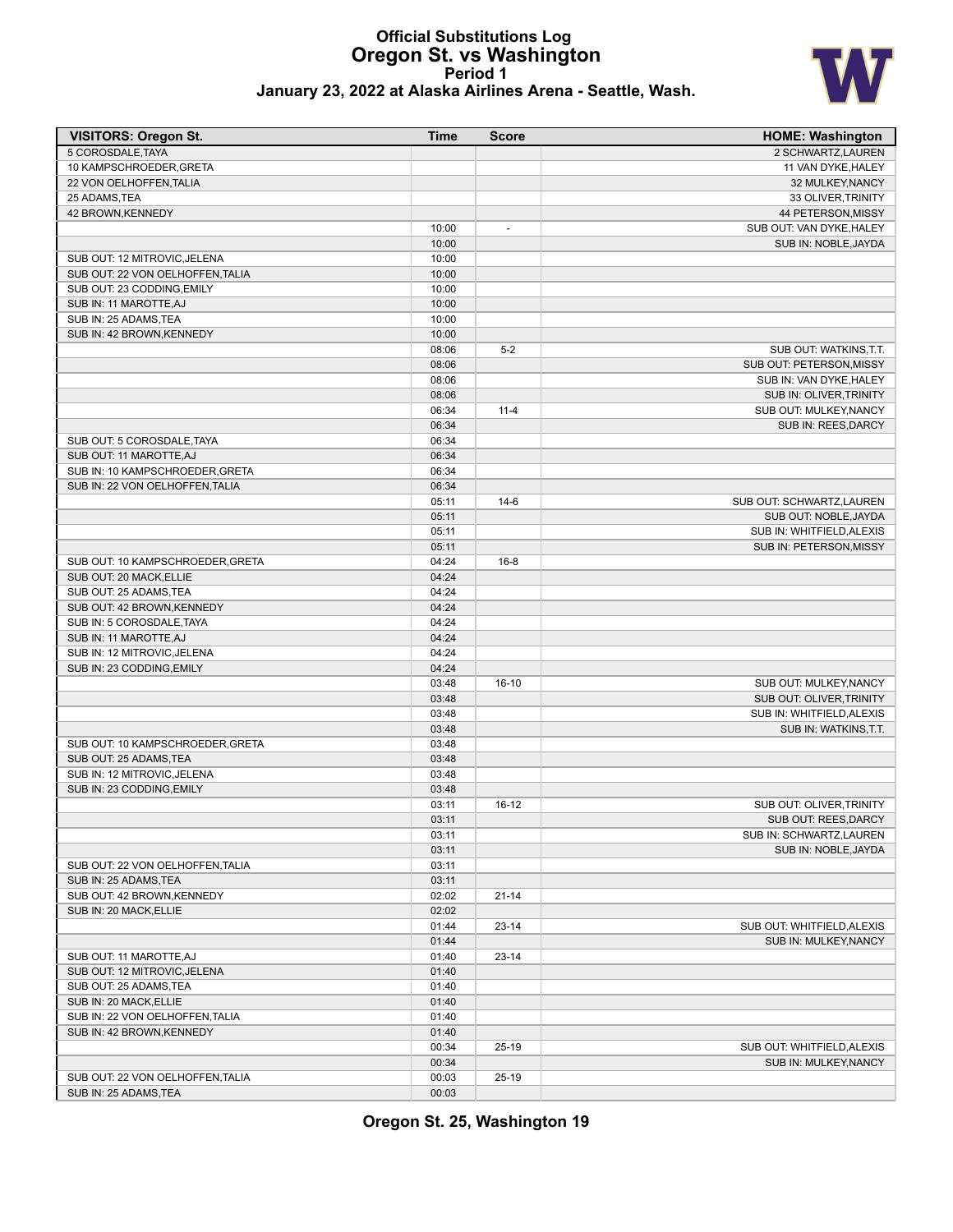# Official Substitutions Log
## Oregon St. vs Washington
### Period 1
### January 23, 2022 at Alaska Airlines Arena - Seattle, Wash.

| VISITORS: Oregon St. | Time | Score | HOME: Washington |
|---|---|---|---|
| 5 COROSDALE,TAYA | | | 2 SCHWARTZ,LAUREN |
| 10 KAMPSCHROEDER,GRETA | | | 11 VAN DYKE,HALEY |
| 22 VON OELHOFFEN,TALIA | | | 32 MULKEY,NANCY |
| 25 ADAMS,TEA | | | 33 OLIVER,TRINITY |
| 42 BROWN,KENNEDY | | | 44 PETERSON,MISSY |
| | 10:00 | - | SUB OUT: VAN DYKE,HALEY |
| | 10:00 | | SUB IN: NOBLE,JAYDA |
| SUB OUT: 12 MITROVIC,JELENA | 10:00 | | |
| SUB OUT: 22 VON OELHOFFEN,TALIA | 10:00 | | |
| SUB OUT: 23 CODDING,EMILY | 10:00 | | |
| SUB IN: 11 MAROTTE,AJ | 10:00 | | |
| SUB IN: 25 ADAMS,TEA | 10:00 | | |
| SUB IN: 42 BROWN,KENNEDY | 10:00 | | |
| | 08:06 | 5-2 | SUB OUT: WATKINS,T.T. |
| | 08:06 | | SUB OUT: PETERSON,MISSY |
| | 08:06 | | SUB IN: VAN DYKE,HALEY |
| | 08:06 | | SUB IN: OLIVER,TRINITY |
| | 06:34 | 11-4 | SUB OUT: MULKEY,NANCY |
| | 06:34 | | SUB IN: REES,DARCY |
| SUB OUT: 5 COROSDALE,TAYA | 06:34 | | |
| SUB OUT: 11 MAROTTE,AJ | 06:34 | | |
| SUB IN: 10 KAMPSCHROEDER,GRETA | 06:34 | | |
| SUB IN: 22 VON OELHOFFEN,TALIA | 06:34 | | |
| | 05:11 | 14-6 | SUB OUT: SCHWARTZ,LAUREN |
| | 05:11 | | SUB OUT: NOBLE,JAYDA |
| | 05:11 | | SUB IN: WHITFIELD,ALEXIS |
| | 05:11 | | SUB IN: PETERSON,MISSY |
| SUB OUT: 10 KAMPSCHROEDER,GRETA | 04:24 | 16-8 | |
| SUB OUT: 20 MACK,ELLIE | 04:24 | | |
| SUB OUT: 25 ADAMS,TEA | 04:24 | | |
| SUB OUT: 42 BROWN,KENNEDY | 04:24 | | |
| SUB IN: 5 COROSDALE,TAYA | 04:24 | | |
| SUB IN: 11 MAROTTE,AJ | 04:24 | | |
| SUB IN: 12 MITROVIC,JELENA | 04:24 | | |
| SUB IN: 23 CODDING,EMILY | 04:24 | | |
| | 03:48 | 16-10 | SUB OUT: MULKEY,NANCY |
| | 03:48 | | SUB OUT: OLIVER,TRINITY |
| | 03:48 | | SUB IN: WHITFIELD,ALEXIS |
| | 03:48 | | SUB IN: WATKINS,T.T. |
| SUB OUT: 10 KAMPSCHROEDER,GRETA | 03:48 | | |
| SUB OUT: 25 ADAMS,TEA | 03:48 | | |
| SUB IN: 12 MITROVIC,JELENA | 03:48 | | |
| SUB IN: 23 CODDING,EMILY | 03:48 | | |
| | 03:11 | 16-12 | SUB OUT: OLIVER,TRINITY |
| | 03:11 | | SUB OUT: REES,DARCY |
| | 03:11 | | SUB IN: SCHWARTZ,LAUREN |
| | 03:11 | | SUB IN: NOBLE,JAYDA |
| SUB OUT: 22 VON OELHOFFEN,TALIA | 03:11 | | |
| SUB IN: 25 ADAMS,TEA | 03:11 | | |
| SUB OUT: 42 BROWN,KENNEDY | 02:02 | 21-14 | |
| SUB IN: 20 MACK,ELLIE | 02:02 | | |
| | 01:44 | 23-14 | SUB OUT: WHITFIELD,ALEXIS |
| | 01:44 | | SUB IN: MULKEY,NANCY |
| SUB OUT: 11 MAROTTE,AJ | 01:40 | 23-14 | |
| SUB OUT: 12 MITROVIC,JELENA | 01:40 | | |
| SUB OUT: 25 ADAMS,TEA | 01:40 | | |
| SUB IN: 20 MACK,ELLIE | 01:40 | | |
| SUB IN: 22 VON OELHOFFEN,TALIA | 01:40 | | |
| SUB IN: 42 BROWN,KENNEDY | 01:40 | | |
| | 00:34 | 25-19 | SUB OUT: WHITFIELD,ALEXIS |
| | 00:34 | | SUB IN: MULKEY,NANCY |
| SUB OUT: 22 VON OELHOFFEN,TALIA | 00:03 | 25-19 | |
| SUB IN: 25 ADAMS,TEA | 00:03 | | |

**Oregon St. 25, Washington 19**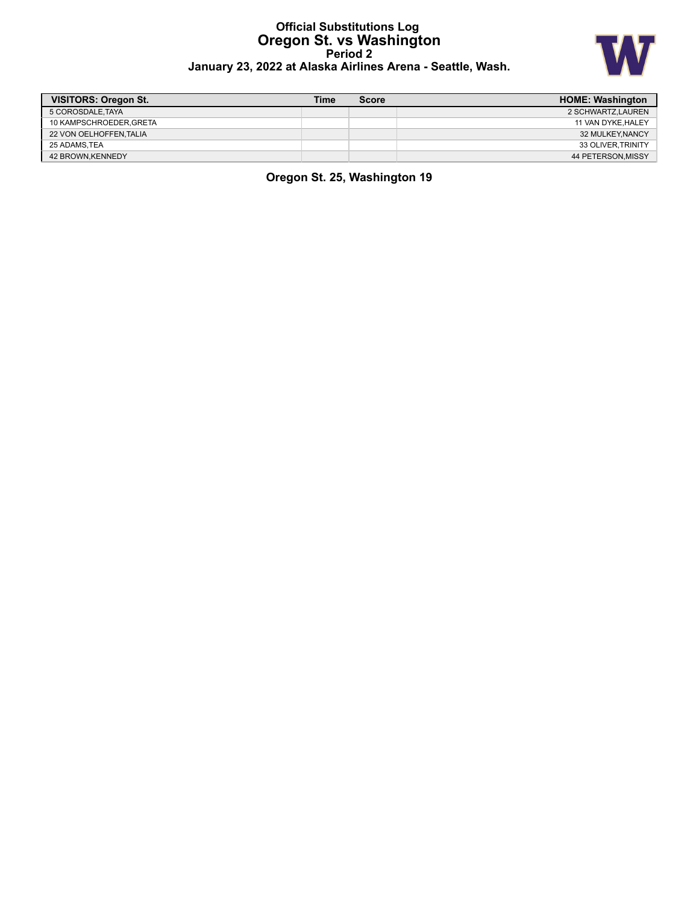# Official Substitutions Log
## Oregon St. vs Washington
### Period 2
### January 23, 2022 at Alaska Airlines Arena - Seattle, Wash.

| VISITORS: Oregon St. | Time | Score | HOME: Washington |
|---|---|---|---|
| 5 COROSDALE,TAYA | | | 2 SCHWARTZ,LAUREN |
| 10 KAMPSCHROEDER,GRETA | | | 11 VAN DYKE,HALEY |
| 22 VON OELHOFFEN,TALIA | | | 32 MULKEY,NANCY |
| 25 ADAMS,TEA | | | 33 OLIVER,TRINITY |
| 42 BROWN,KENNEDY | | | 44 PETERSON,MISSY |

**Oregon St. 25, Washington 19**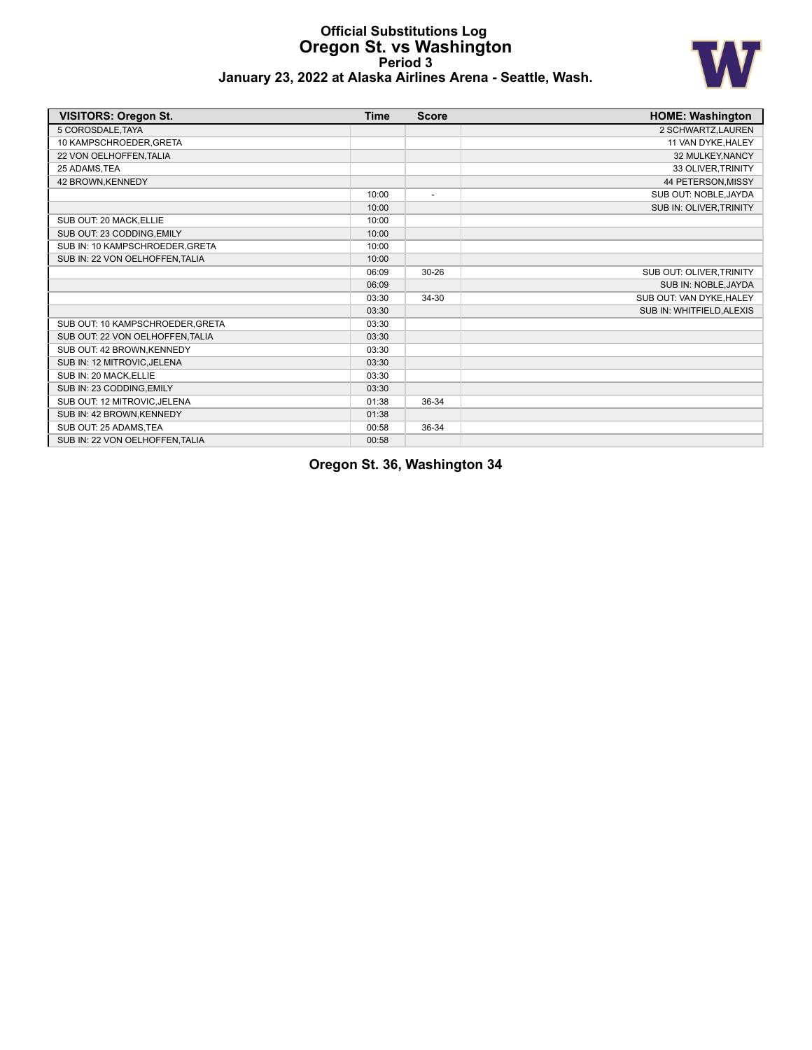# Official Substitutions Log
## Oregon St. vs Washington
### Period 3
### January 23, 2022 at Alaska Airlines Arena - Seattle, Wash.

| VISITORS: Oregon St. | Time | Score | HOME: Washington |
|---|---|---|---|
| 5 COROSDALE,TAYA | | | 2 SCHWARTZ,LAUREN |
| 10 KAMPSCHROEDER,GRETA | | | 11 VAN DYKE,HALEY |
| 22 VON OELHOFFEN,TALIA | | | 32 MULKEY,NANCY |
| 25 ADAMS,TEA | | | 33 OLIVER,TRINITY |
| 42 BROWN,KENNEDY | | | 44 PETERSON,MISSY |
| | 10:00 | - | SUB OUT: NOBLE,JAYDA |
| | 10:00 | | SUB IN: OLIVER,TRINITY |
| SUB OUT: 20 MACK,ELLIE | 10:00 | | |
| SUB OUT: 23 CODDING,EMILY | 10:00 | | |
| SUB IN: 10 KAMPSCHROEDER,GRETA | 10:00 | | |
| SUB IN: 22 VON OELHOFFEN,TALIA | 10:00 | | |
| | 06:09 | 30-26 | SUB OUT: OLIVER,TRINITY |
| | 06:09 | | SUB IN: NOBLE,JAYDA |
| | 03:30 | 34-30 | SUB OUT: VAN DYKE,HALEY |
| | 03:30 | | SUB IN: WHITFIELD,ALEXIS |
| SUB OUT: 10 KAMPSCHROEDER,GRETA | 03:30 | | |
| SUB OUT: 22 VON OELHOFFEN,TALIA | 03:30 | | |
| SUB OUT: 42 BROWN,KENNEDY | 03:30 | | |
| SUB IN: 12 MITROVIC,JELENA | 03:30 | | |
| SUB IN: 20 MACK,ELLIE | 03:30 | | |
| SUB IN: 23 CODDING,EMILY | 03:30 | | |
| SUB OUT: 12 MITROVIC,JELENA | 01:38 | 36-34 | |
| SUB IN: 42 BROWN,KENNEDY | 01:38 | | |
| SUB OUT: 25 ADAMS,TEA | 00:58 | 36-34 | |
| SUB IN: 22 VON OELHOFFEN,TALIA | 00:58 | | |

**Oregon St. 36, Washington 34**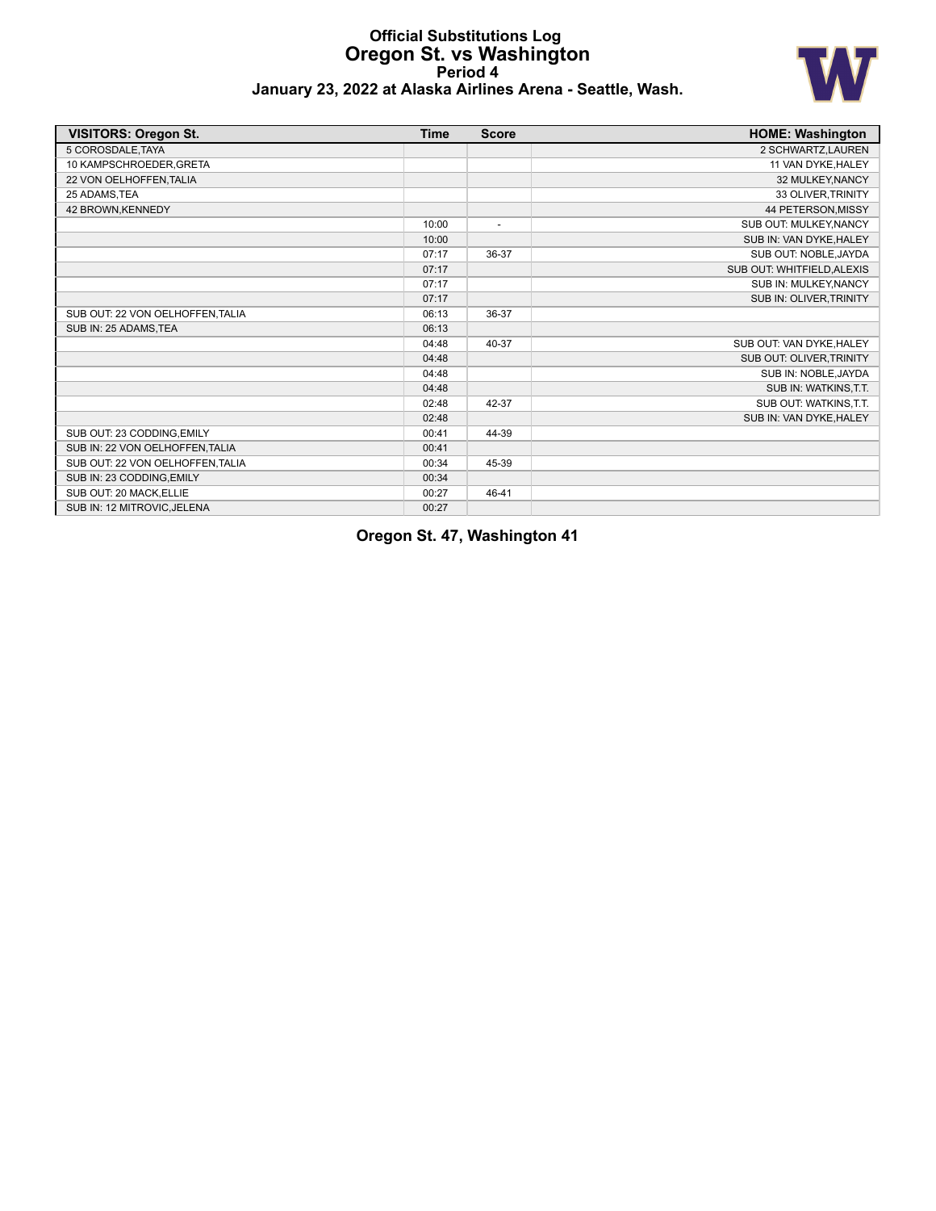# Official Substitutions Log
## Oregon St. vs Washington
### Period 4
### January 23, 2022 at Alaska Airlines Arena - Seattle, Wash.

| VISITORS: Oregon St. | Time | Score | HOME: Washington |
|---|---|---|---|
| 5 COROSDALE,TAYA | | | 2 SCHWARTZ,LAUREN |
| 10 KAMPSCHROEDER,GRETA | | | 11 VAN DYKE,HALEY |
| 22 VON OELHOFFEN,TALIA | | | 32 MULKEY,NANCY |
| 25 ADAMS,TEA | | | 33 OLIVER,TRINITY |
| 42 BROWN,KENNEDY | | | 44 PETERSON,MISSY |
| | 10:00 | - | SUB OUT: MULKEY,NANCY |
| | 10:00 | | SUB IN: VAN DYKE,HALEY |
| | 07:17 | 36-37 | SUB OUT: NOBLE,JAYDA |
| | 07:17 | | SUB OUT: WHITFIELD,ALEXIS |
| | 07:17 | | SUB IN: MULKEY,NANCY |
| | 07:17 | | SUB IN: OLIVER,TRINITY |
| SUB OUT: 22 VON OELHOFFEN,TALIA | 06:13 | 36-37 | |
| SUB IN: 25 ADAMS,TEA | 06:13 | | |
| | 04:48 | 40-37 | SUB OUT: VAN DYKE,HALEY |
| | 04:48 | | SUB OUT: OLIVER,TRINITY |
| | 04:48 | | SUB IN: NOBLE,JAYDA |
| | 04:48 | | SUB IN: WATKINS,T.T. |
| | 02:48 | 42-37 | SUB OUT: WATKINS,T.T. |
| | 02:48 | | SUB IN: VAN DYKE,HALEY |
| SUB OUT: 23 CODDING,EMILY | 00:41 | 44-39 | |
| SUB IN: 22 VON OELHOFFEN,TALIA | 00:41 | | |
| SUB OUT: 22 VON OELHOFFEN,TALIA | 00:34 | 45-39 | |
| SUB IN: 23 CODDING,EMILY | 00:34 | | |
| SUB OUT: 20 MACK,ELLIE | 00:27 | 46-41 | |
| SUB IN: 12 MITROVIC,JELENA | 00:27 | | |

**Oregon St. 47, Washington 41**